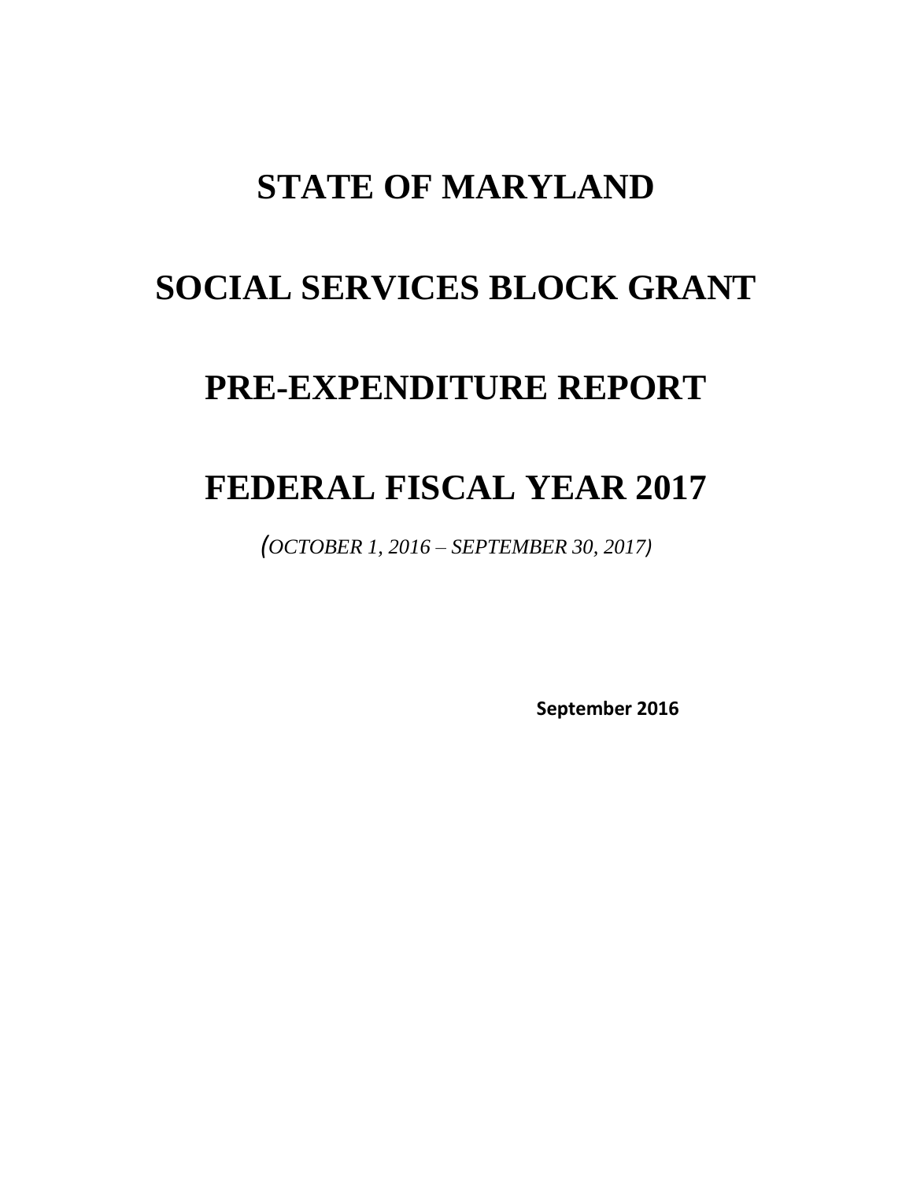# STATE OF MARYLAND

# SOCIAL SERVICES BLOCK GRANT

# PRE-EXPENDITURE REPORT

# FEDERAL FISCAL YEAR 2017

*(OCTOBER 1, 2016 – SEPTEMBER 30, 2017)*

**September 2016**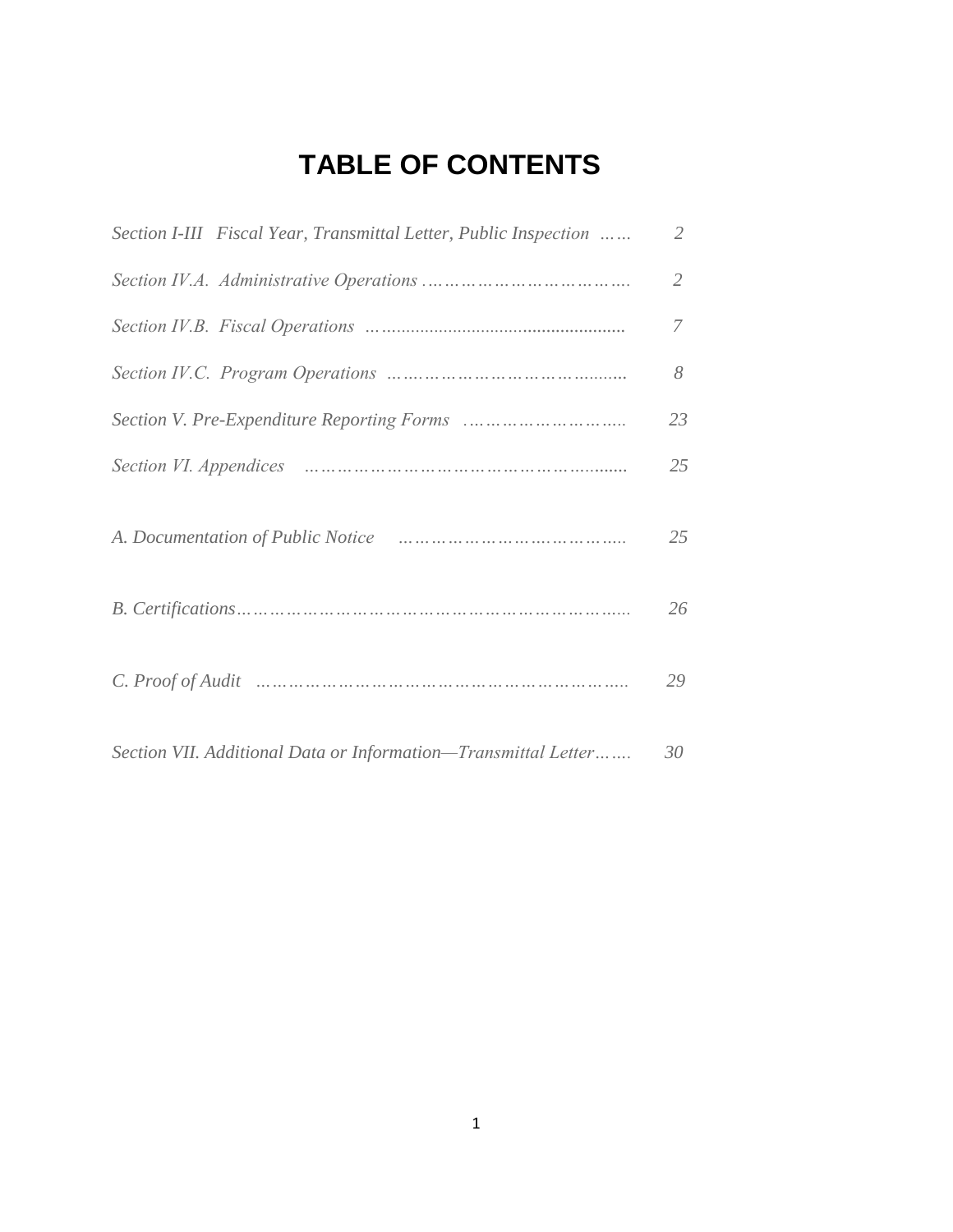# TABLE OF CONTENTS

| | |
|---|---|
| *Section I-III Fiscal Year, Transmittal Letter, Public Inspection* | *2* |
| *Section IV.A. Administrative Operations* | *2* |
| *Section IV.B. Fiscal Operations* | *7* |
| *Section IV.C. Program Operations* | *8* |
| *Section V. Pre-Expenditure Reporting Forms* | *23* |
| *Section VI. Appendices* | *25* |
| *A. Documentation of Public Notice* | *25* |
| *B. Certifications* | *26* |
| *C. Proof of Audit* | *29* |
| *Section VII. Additional Data or Information—Transmittal Letter* | *30* |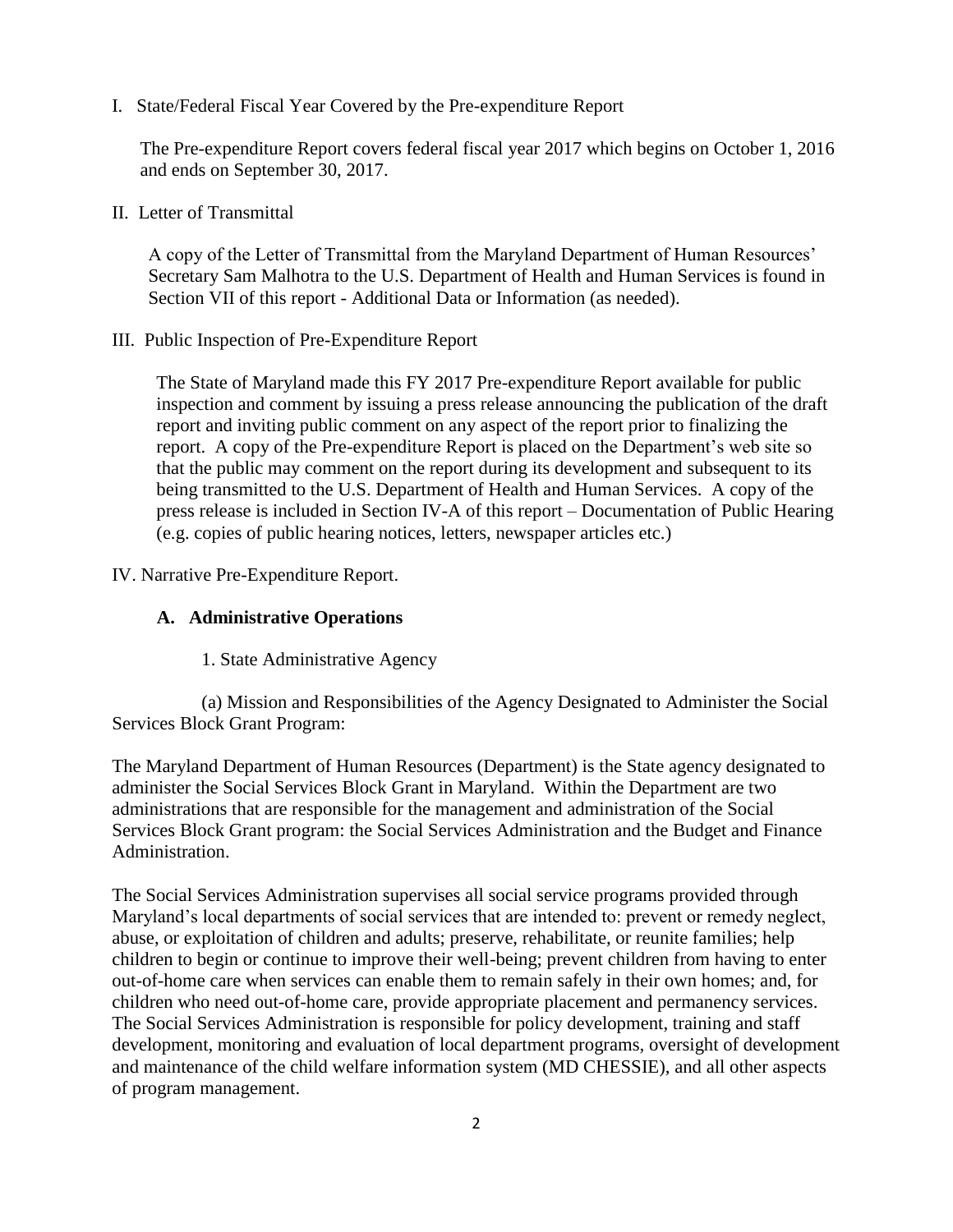I. State/Federal Fiscal Year Covered by the Pre-expenditure Report

The Pre-expenditure Report covers federal fiscal year 2017 which begins on October 1, 2016 and ends on September 30, 2017.

II. Letter of Transmittal

A copy of the Letter of Transmittal from the Maryland Department of Human Resources' Secretary Sam Malhotra to the U.S. Department of Health and Human Services is found in Section VII of this report - Additional Data or Information (as needed).

III. Public Inspection of Pre-Expenditure Report

The State of Maryland made this FY 2017 Pre-expenditure Report available for public inspection and comment by issuing a press release announcing the publication of the draft report and inviting public comment on any aspect of the report prior to finalizing the report. A copy of the Pre-expenditure Report is placed on the Department's web site so that the public may comment on the report during its development and subsequent to its being transmitted to the U.S. Department of Health and Human Services. A copy of the press release is included in Section IV-A of this report – Documentation of Public Hearing (e.g. copies of public hearing notices, letters, newspaper articles etc.)

IV. Narrative Pre-Expenditure Report.

**A. Administrative Operations**

1. State Administrative Agency

(a) Mission and Responsibilities of the Agency Designated to Administer the Social Services Block Grant Program:

The Maryland Department of Human Resources (Department) is the State agency designated to administer the Social Services Block Grant in Maryland. Within the Department are two administrations that are responsible for the management and administration of the Social Services Block Grant program: the Social Services Administration and the Budget and Finance Administration.

The Social Services Administration supervises all social service programs provided through Maryland's local departments of social services that are intended to: prevent or remedy neglect, abuse, or exploitation of children and adults; preserve, rehabilitate, or reunite families; help children to begin or continue to improve their well-being; prevent children from having to enter out-of-home care when services can enable them to remain safely in their own homes; and, for children who need out-of-home care, provide appropriate placement and permanency services. The Social Services Administration is responsible for policy development, training and staff development, monitoring and evaluation of local department programs, oversight of development and maintenance of the child welfare information system (MD CHESSIE), and all other aspects of program management.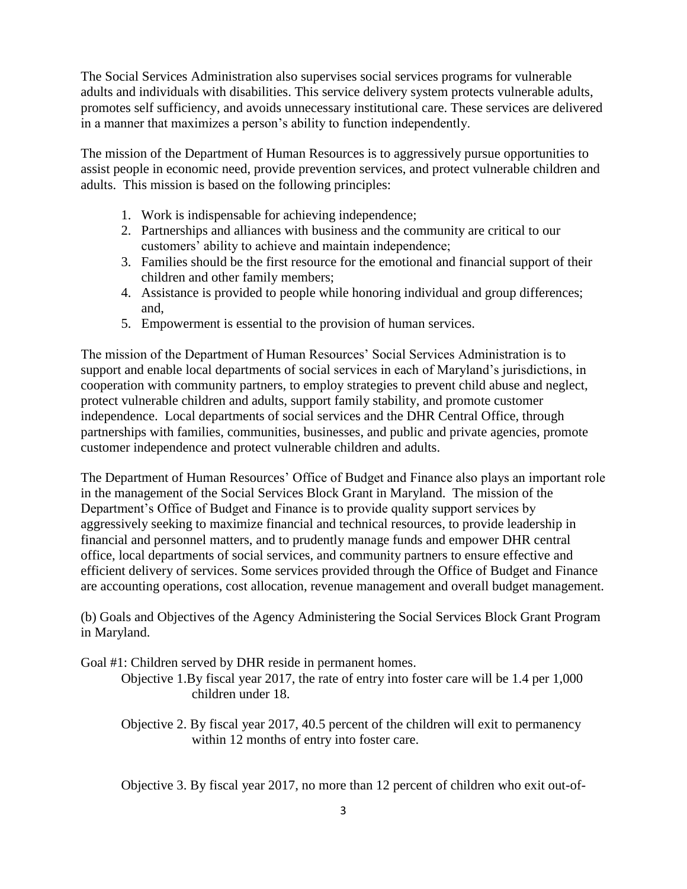The Social Services Administration also supervises social services programs for vulnerable adults and individuals with disabilities. This service delivery system protects vulnerable adults, promotes self sufficiency, and avoids unnecessary institutional care. These services are delivered in a manner that maximizes a person's ability to function independently.

The mission of the Department of Human Resources is to aggressively pursue opportunities to assist people in economic need, provide prevention services, and protect vulnerable children and adults. This mission is based on the following principles:

1. Work is indispensable for achieving independence;
2. Partnerships and alliances with business and the community are critical to our customers' ability to achieve and maintain independence;
3. Families should be the first resource for the emotional and financial support of their children and other family members;
4. Assistance is provided to people while honoring individual and group differences; and,
5. Empowerment is essential to the provision of human services.

The mission of the Department of Human Resources' Social Services Administration is to support and enable local departments of social services in each of Maryland's jurisdictions, in cooperation with community partners, to employ strategies to prevent child abuse and neglect, protect vulnerable children and adults, support family stability, and promote customer independence. Local departments of social services and the DHR Central Office, through partnerships with families, communities, businesses, and public and private agencies, promote customer independence and protect vulnerable children and adults.

The Department of Human Resources' Office of Budget and Finance also plays an important role in the management of the Social Services Block Grant in Maryland. The mission of the Department's Office of Budget and Finance is to provide quality support services by aggressively seeking to maximize financial and technical resources, to provide leadership in financial and personnel matters, and to prudently manage funds and empower DHR central office, local departments of social services, and community partners to ensure effective and efficient delivery of services. Some services provided through the Office of Budget and Finance are accounting operations, cost allocation, revenue management and overall budget management.

(b) Goals and Objectives of the Agency Administering the Social Services Block Grant Program in Maryland.

Goal #1: Children served by DHR reside in permanent homes.

Objective 1. By fiscal year 2017, the rate of entry into foster care will be 1.4 per 1,000 children under 18.

Objective 2. By fiscal year 2017, 40.5 percent of the children will exit to permanency within 12 months of entry into foster care.

Objective 3. By fiscal year 2017, no more than 12 percent of children who exit out-of-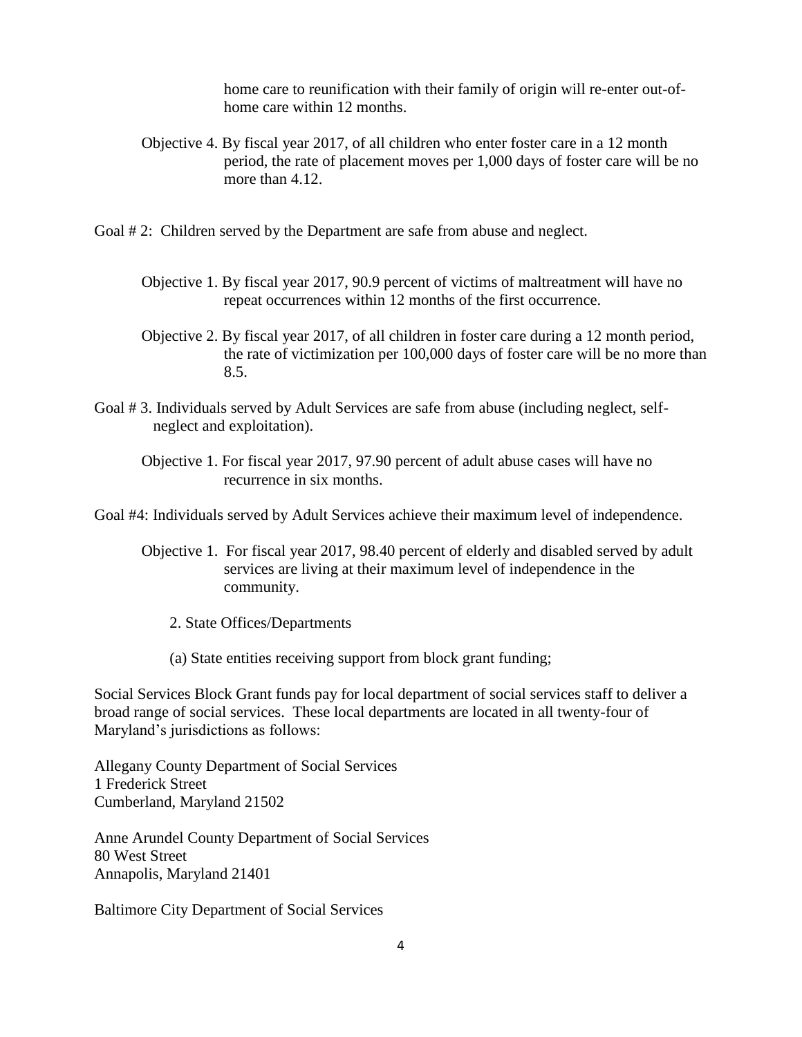home care to reunification with their family of origin will re-enter out-of-home care within 12 months.

Objective 4. By fiscal year 2017, of all children who enter foster care in a 12 month period, the rate of placement moves per 1,000 days of foster care will be no more than 4.12.

Goal # 2: Children served by the Department are safe from abuse and neglect.

Objective 1. By fiscal year 2017, 90.9 percent of victims of maltreatment will have no repeat occurrences within 12 months of the first occurrence.

Objective 2. By fiscal year 2017, of all children in foster care during a 12 month period, the rate of victimization per 100,000 days of foster care will be no more than 8.5.

Goal # 3. Individuals served by Adult Services are safe from abuse (including neglect, self-neglect and exploitation).

Objective 1. For fiscal year 2017, 97.90 percent of adult abuse cases will have no recurrence in six months.

Goal #4: Individuals served by Adult Services achieve their maximum level of independence.

Objective 1. For fiscal year 2017, 98.40 percent of elderly and disabled served by adult services are living at their maximum level of independence in the community.

2. State Offices/Departments

(a) State entities receiving support from block grant funding;

Social Services Block Grant funds pay for local department of social services staff to deliver a broad range of social services. These local departments are located in all twenty-four of Maryland's jurisdictions as follows:

Allegany County Department of Social Services
1 Frederick Street
Cumberland, Maryland 21502

Anne Arundel County Department of Social Services
80 West Street
Annapolis, Maryland 21401

Baltimore City Department of Social Services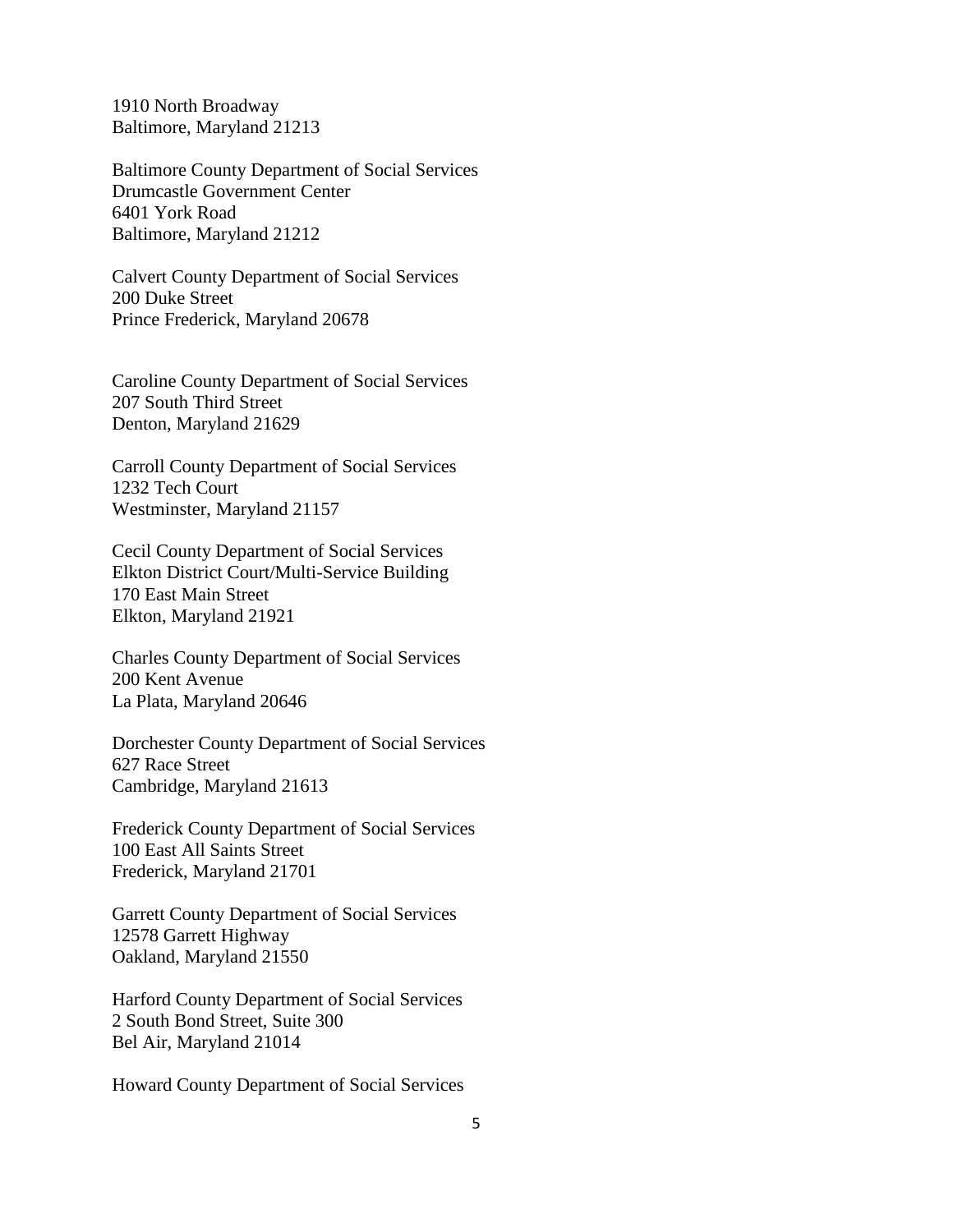1910 North Broadway
Baltimore, Maryland 21213

Baltimore County Department of Social Services
Drumcastle Government Center
6401 York Road
Baltimore, Maryland 21212

Calvert County Department of Social Services
200 Duke Street
Prince Frederick, Maryland 20678

Caroline County Department of Social Services
207 South Third Street
Denton, Maryland 21629

Carroll County Department of Social Services
1232 Tech Court
Westminster, Maryland 21157

Cecil County Department of Social Services
Elkton District Court/Multi-Service Building
170 East Main Street
Elkton, Maryland 21921

Charles County Department of Social Services
200 Kent Avenue
La Plata, Maryland 20646

Dorchester County Department of Social Services
627 Race Street
Cambridge, Maryland 21613

Frederick County Department of Social Services
100 East All Saints Street
Frederick, Maryland 21701

Garrett County Department of Social Services
12578 Garrett Highway
Oakland, Maryland 21550

Harford County Department of Social Services
2 South Bond Street, Suite 300
Bel Air, Maryland 21014

Howard County Department of Social Services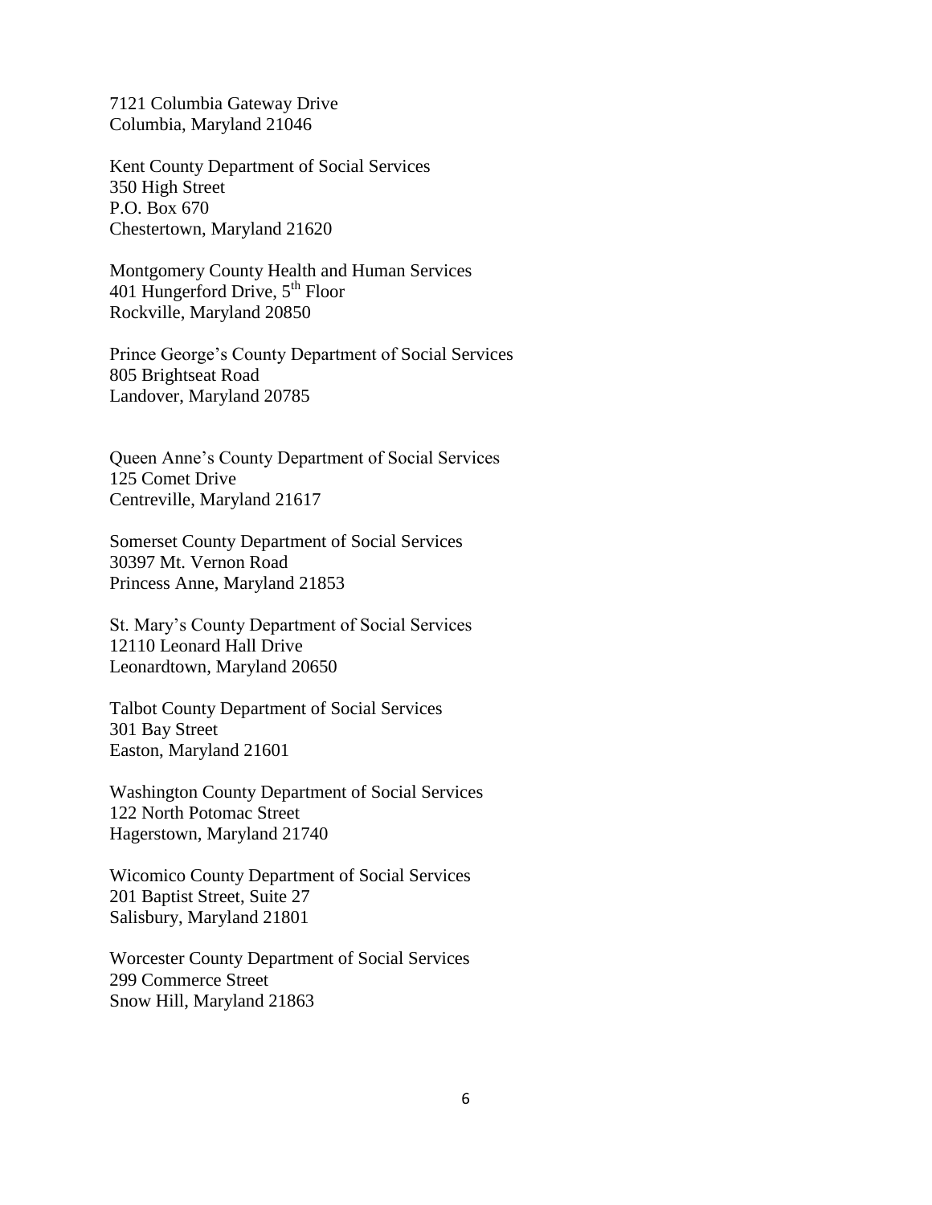7121 Columbia Gateway Drive
Columbia, Maryland 21046

Kent County Department of Social Services
350 High Street
P.O. Box 670
Chestertown, Maryland 21620

Montgomery County Health and Human Services
401 Hungerford Drive, 5th Floor
Rockville, Maryland 20850

Prince George's County Department of Social Services
805 Brightseat Road
Landover, Maryland 20785

Queen Anne's County Department of Social Services
125 Comet Drive
Centreville, Maryland 21617

Somerset County Department of Social Services
30397 Mt. Vernon Road
Princess Anne, Maryland 21853

St. Mary's County Department of Social Services
12110 Leonard Hall Drive
Leonardtown, Maryland 20650

Talbot County Department of Social Services
301 Bay Street
Easton, Maryland 21601

Washington County Department of Social Services
122 North Potomac Street
Hagerstown, Maryland 21740

Wicomico County Department of Social Services
201 Baptist Street, Suite 27
Salisbury, Maryland 21801

Worcester County Department of Social Services
299 Commerce Street
Snow Hill, Maryland 21863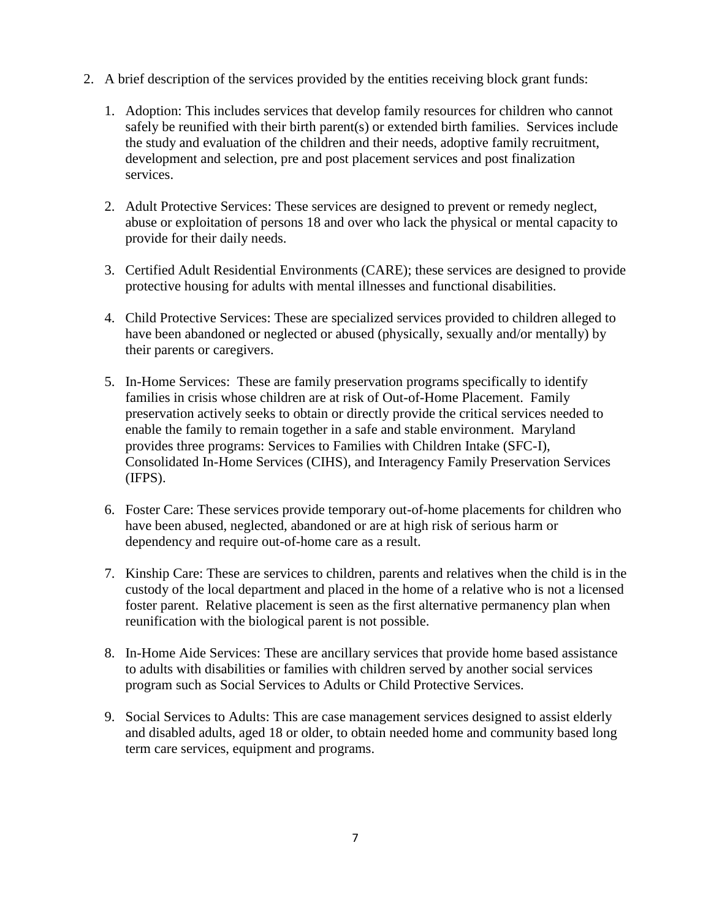2. A brief description of the services provided by the entities receiving block grant funds:

    1. Adoption: This includes services that develop family resources for children who cannot safely be reunified with their birth parent(s) or extended birth families. Services include the study and evaluation of the children and their needs, adoptive family recruitment, development and selection, pre and post placement services and post finalization services.

    2. Adult Protective Services: These services are designed to prevent or remedy neglect, abuse or exploitation of persons 18 and over who lack the physical or mental capacity to provide for their daily needs.

    3. Certified Adult Residential Environments (CARE); these services are designed to provide protective housing for adults with mental illnesses and functional disabilities.

    4. Child Protective Services: These are specialized services provided to children alleged to have been abandoned or neglected or abused (physically, sexually and/or mentally) by their parents or caregivers.

    5. In-Home Services: These are family preservation programs specifically to identify families in crisis whose children are at risk of Out-of-Home Placement. Family preservation actively seeks to obtain or directly provide the critical services needed to enable the family to remain together in a safe and stable environment. Maryland provides three programs: Services to Families with Children Intake (SFC-I), Consolidated In-Home Services (CIHS), and Interagency Family Preservation Services (IFPS).

    6. Foster Care: These services provide temporary out-of-home placements for children who have been abused, neglected, abandoned or are at high risk of serious harm or dependency and require out-of-home care as a result.

    7. Kinship Care: These are services to children, parents and relatives when the child is in the custody of the local department and placed in the home of a relative who is not a licensed foster parent. Relative placement is seen as the first alternative permanency plan when reunification with the biological parent is not possible.

    8. In-Home Aide Services: These are ancillary services that provide home based assistance to adults with disabilities or families with children served by another social services program such as Social Services to Adults or Child Protective Services.

    9. Social Services to Adults: This are case management services designed to assist elderly and disabled adults, aged 18 or older, to obtain needed home and community based long term care services, equipment and programs.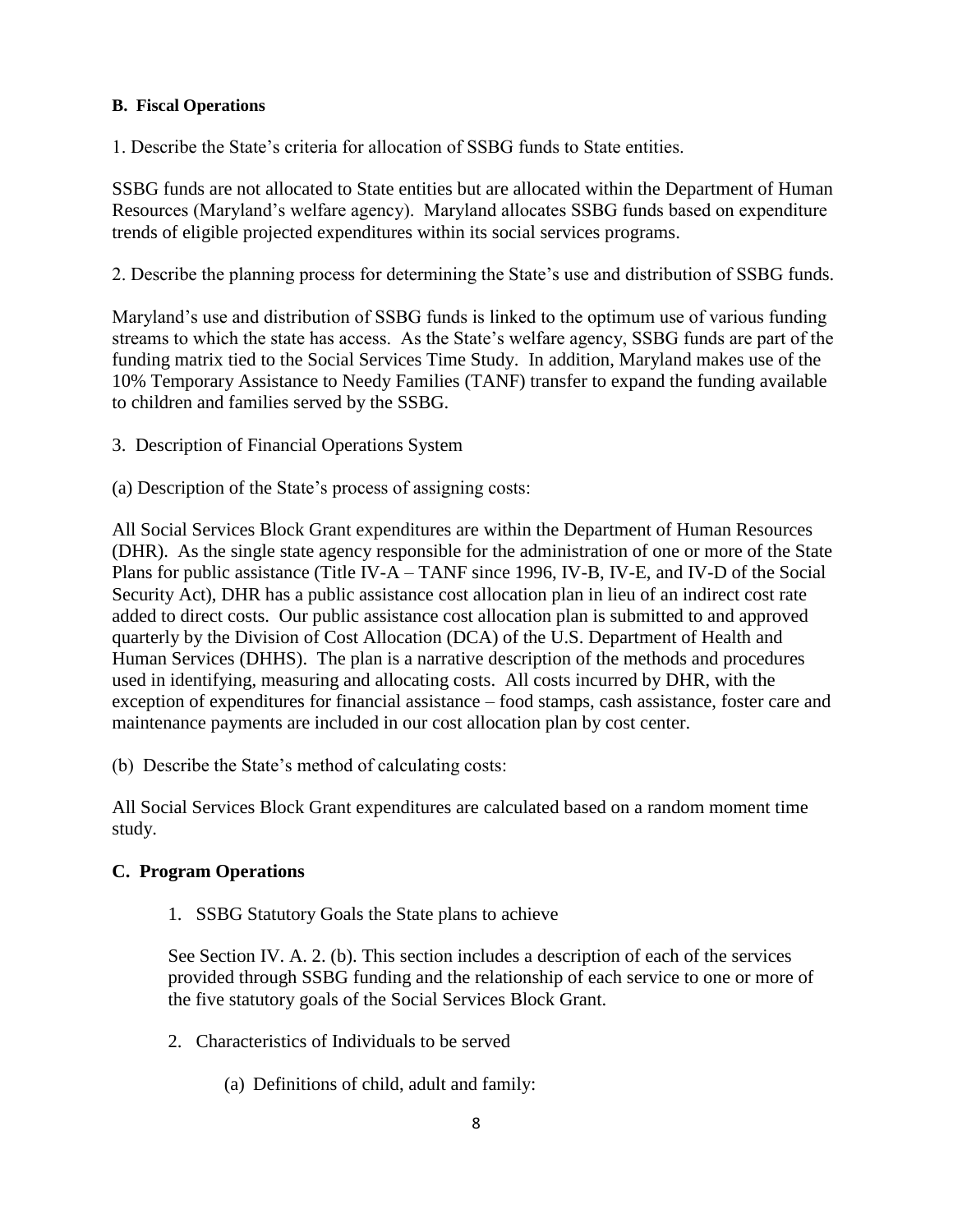**B. Fiscal Operations**

1. Describe the State's criteria for allocation of SSBG funds to State entities.

SSBG funds are not allocated to State entities but are allocated within the Department of Human Resources (Maryland's welfare agency). Maryland allocates SSBG funds based on expenditure trends of eligible projected expenditures within its social services programs.

2. Describe the planning process for determining the State's use and distribution of SSBG funds.

Maryland's use and distribution of SSBG funds is linked to the optimum use of various funding streams to which the state has access. As the State's welfare agency, SSBG funds are part of the funding matrix tied to the Social Services Time Study. In addition, Maryland makes use of the 10% Temporary Assistance to Needy Families (TANF) transfer to expand the funding available to children and families served by the SSBG.

3. Description of Financial Operations System

(a) Description of the State's process of assigning costs:

All Social Services Block Grant expenditures are within the Department of Human Resources (DHR). As the single state agency responsible for the administration of one or more of the State Plans for public assistance (Title IV-A – TANF since 1996, IV-B, IV-E, and IV-D of the Social Security Act), DHR has a public assistance cost allocation plan in lieu of an indirect cost rate added to direct costs. Our public assistance cost allocation plan is submitted to and approved quarterly by the Division of Cost Allocation (DCA) of the U.S. Department of Health and Human Services (DHHS). The plan is a narrative description of the methods and procedures used in identifying, measuring and allocating costs. All costs incurred by DHR, with the exception of expenditures for financial assistance – food stamps, cash assistance, foster care and maintenance payments are included in our cost allocation plan by cost center.

(b) Describe the State's method of calculating costs:

All Social Services Block Grant expenditures are calculated based on a random moment time study.

**C. Program Operations**

1. SSBG Statutory Goals the State plans to achieve

   See Section IV. A. 2. (b). This section includes a description of each of the services provided through SSBG funding and the relationship of each service to one or more of the five statutory goals of the Social Services Block Grant.

2. Characteristics of Individuals to be served

   (a) Definitions of child, adult and family: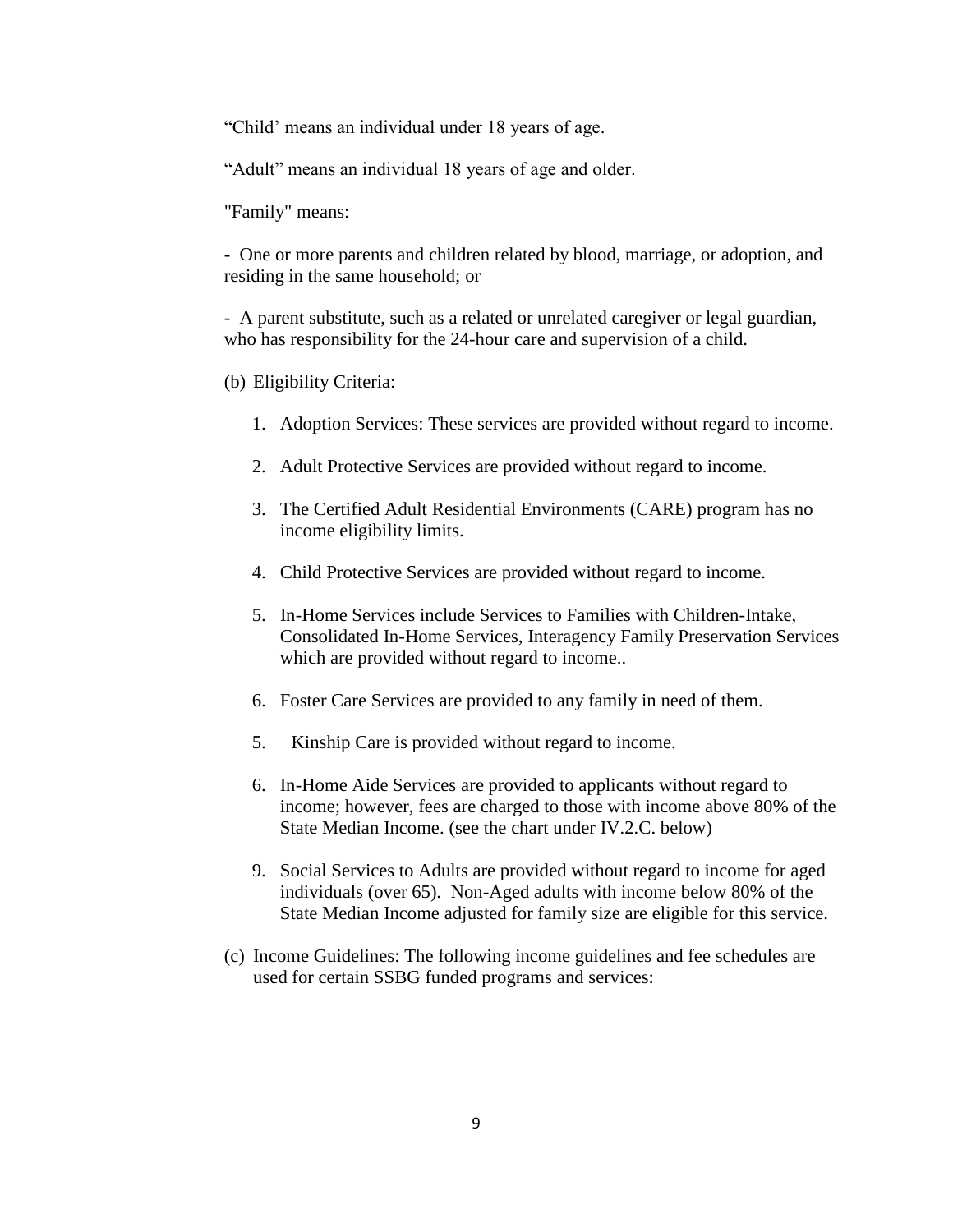“Child’ means an individual under 18 years of age.

“Adult” means an individual 18 years of age and older.

"Family" means:

- One or more parents and children related by blood, marriage, or adoption, and residing in the same household; or

- A parent substitute, such as a related or unrelated caregiver or legal guardian, who has responsibility for the 24-hour care and supervision of a child.

(b) Eligibility Criteria:

1. Adoption Services: These services are provided without regard to income.

2. Adult Protective Services are provided without regard to income.

3. The Certified Adult Residential Environments (CARE) program has no income eligibility limits.

4. Child Protective Services are provided without regard to income.

5. In-Home Services include Services to Families with Children-Intake, Consolidated In-Home Services, Interagency Family Preservation Services which are provided without regard to income..

6. Foster Care Services are provided to any family in need of them.

5. Kinship Care is provided without regard to income.

6. In-Home Aide Services are provided to applicants without regard to income; however, fees are charged to those with income above 80% of the State Median Income. (see the chart under IV.2.C. below)

9. Social Services to Adults are provided without regard to income for aged individuals (over 65). Non-Aged adults with income below 80% of the State Median Income adjusted for family size are eligible for this service.

(c) Income Guidelines: The following income guidelines and fee schedules are used for certain SSBG funded programs and services: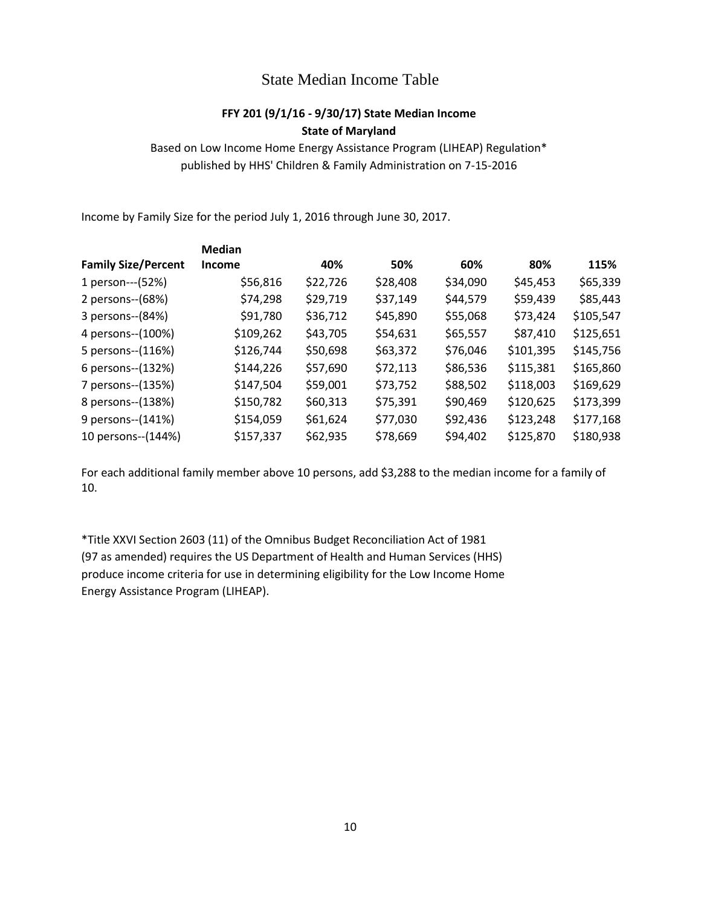# State Median Income Table

**FFY 201 (9/1/16 - 9/30/17) State Median Income**

**State of Maryland**

Based on Low Income Home Energy Assistance Program (LIHEAP) Regulation*
published by HHS' Children & Family Administration on 7-15-2016

Income by Family Size for the period July 1, 2016 through June 30, 2017.

| **Family Size/Percent** | **Median Income** | **40%** | **50%** | **60%** | **80%** | **115%** |
|---|---|---|---|---|---|---|
| 1 person---(52%) | $56,816 | $22,726 | $28,408 | $34,090 | $45,453 | $65,339 |
| 2 persons--(68%) | $74,298 | $29,719 | $37,149 | $44,579 | $59,439 | $85,443 |
| 3 persons--(84%) | $91,780 | $36,712 | $45,890 | $55,068 | $73,424 | $105,547 |
| 4 persons--(100%) | $109,262 | $43,705 | $54,631 | $65,557 | $87,410 | $125,651 |
| 5 persons--(116%) | $126,744 | $50,698 | $63,372 | $76,046 | $101,395 | $145,756 |
| 6 persons--(132%) | $144,226 | $57,690 | $72,113 | $86,536 | $115,381 | $165,860 |
| 7 persons--(135%) | $147,504 | $59,001 | $73,752 | $88,502 | $118,003 | $169,629 |
| 8 persons--(138%) | $150,782 | $60,313 | $75,391 | $90,469 | $120,625 | $173,399 |
| 9 persons--(141%) | $154,059 | $61,624 | $77,030 | $92,436 | $123,248 | $177,168 |
| 10 persons--(144%) | $157,337 | $62,935 | $78,669 | $94,402 | $125,870 | $180,938 |

For each additional family member above 10 persons, add $3,288 to the median income for a family of 10.

*Title XXVI Section 2603 (11) of the Omnibus Budget Reconciliation Act of 1981
(97 as amended) requires the US Department of Health and Human Services (HHS)
produce income criteria for use in determining eligibility for the Low Income Home
Energy Assistance Program (LIHEAP).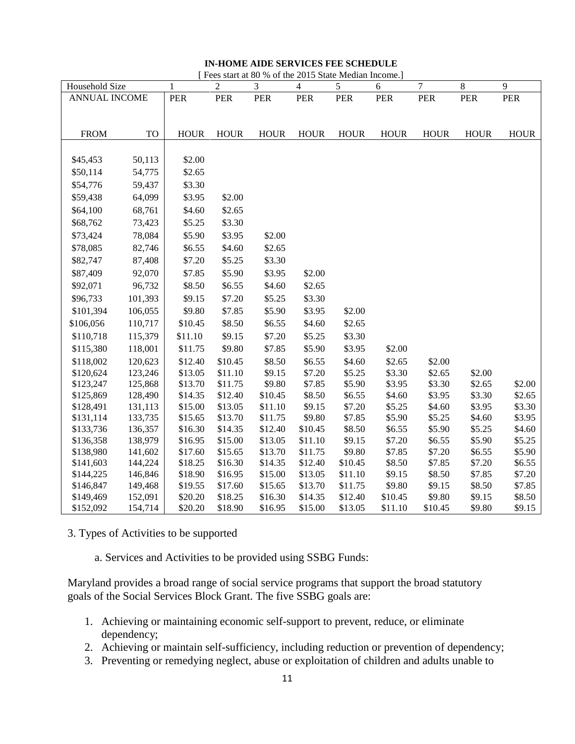**IN-HOME AIDE SERVICES FEE SCHEDULE**

[ Fees start at 80 % of the 2015 State Median Income.]

| Household Size | | 1 | 2 | 3 | 4 | 5 | 6 | 7 | 8 | 9 |
|---|---|---|---|---|---|---|---|---|---|---|
| ANNUAL INCOME | | PER | PER | PER | PER | PER | PER | PER | PER | PER |
| FROM | TO | HOUR | HOUR | HOUR | HOUR | HOUR | HOUR | HOUR | HOUR | HOUR |
| $45,453 | 50,113 | $2.00 | | | | | | | | |
| $50,114 | 54,775 | $2.65 | | | | | | | | |
| $54,776 | 59,437 | $3.30 | | | | | | | | |
| $59,438 | 64,099 | $3.95 | $2.00 | | | | | | | |
| $64,100 | 68,761 | $4.60 | $2.65 | | | | | | | |
| $68,762 | 73,423 | $5.25 | $3.30 | | | | | | | |
| $73,424 | 78,084 | $5.90 | $3.95 | $2.00 | | | | | | |
| $78,085 | 82,746 | $6.55 | $4.60 | $2.65 | | | | | | |
| $82,747 | 87,408 | $7.20 | $5.25 | $3.30 | | | | | | |
| $87,409 | 92,070 | $7.85 | $5.90 | $3.95 | $2.00 | | | | | |
| $92,071 | 96,732 | $8.50 | $6.55 | $4.60 | $2.65 | | | | | |
| $96,733 | 101,393 | $9.15 | $7.20 | $5.25 | $3.30 | | | | | |
| $101,394 | 106,055 | $9.80 | $7.85 | $5.90 | $3.95 | $2.00 | | | | |
| $106,056 | 110,717 | $10.45 | $8.50 | $6.55 | $4.60 | $2.65 | | | | |
| $110,718 | 115,379 | $11.10 | $9.15 | $7.20 | $5.25 | $3.30 | | | | |
| $115,380 | 118,001 | $11.75 | $9.80 | $7.85 | $5.90 | $3.95 | $2.00 | | | |
| $118,002 | 120,623 | $12.40 | $10.45 | $8.50 | $6.55 | $4.60 | $2.65 | $2.00 | | |
| $120,624 | 123,246 | $13.05 | $11.10 | $9.15 | $7.20 | $5.25 | $3.30 | $2.65 | $2.00 | |
| $123,247 | 125,868 | $13.70 | $11.75 | $9.80 | $7.85 | $5.90 | $3.95 | $3.30 | $2.65 | $2.00 |
| $125,869 | 128,490 | $14.35 | $12.40 | $10.45 | $8.50 | $6.55 | $4.60 | $3.95 | $3.30 | $2.65 |
| $128,491 | 131,113 | $15.00 | $13.05 | $11.10 | $9.15 | $7.20 | $5.25 | $4.60 | $3.95 | $3.30 |
| $131,114 | 133,735 | $15.65 | $13.70 | $11.75 | $9.80 | $7.85 | $5.90 | $5.25 | $4.60 | $3.95 |
| $133,736 | 136,357 | $16.30 | $14.35 | $12.40 | $10.45 | $8.50 | $6.55 | $5.90 | $5.25 | $4.60 |
| $136,358 | 138,979 | $16.95 | $15.00 | $13.05 | $11.10 | $9.15 | $7.20 | $6.55 | $5.90 | $5.25 |
| $138,980 | 141,602 | $17.60 | $15.65 | $13.70 | $11.75 | $9.80 | $7.85 | $7.20 | $6.55 | $5.90 |
| $141,603 | 144,224 | $18.25 | $16.30 | $14.35 | $12.40 | $10.45 | $8.50 | $7.85 | $7.20 | $6.55 |
| $144,225 | 146,846 | $18.90 | $16.95 | $15.00 | $13.05 | $11.10 | $9.15 | $8.50 | $7.85 | $7.20 |
| $146,847 | 149,468 | $19.55 | $17.60 | $15.65 | $13.70 | $11.75 | $9.80 | $9.15 | $8.50 | $7.85 |
| $149,469 | 152,091 | $20.20 | $18.25 | $16.30 | $14.35 | $12.40 | $10.45 | $9.80 | $9.15 | $8.50 |
| $152,092 | 154,714 | $20.20 | $18.90 | $16.95 | $15.00 | $13.05 | $11.10 | $10.45 | $9.80 | $9.15 |

3. Types of Activities to be supported

a. Services and Activities to be provided using SSBG Funds:

Maryland provides a broad range of social service programs that support the broad statutory goals of the Social Services Block Grant. The five SSBG goals are:

1. Achieving or maintaining economic self-support to prevent, reduce, or eliminate dependency;
2. Achieving or maintain self-sufficiency, including reduction or prevention of dependency;
3. Preventing or remedying neglect, abuse or exploitation of children and adults unable to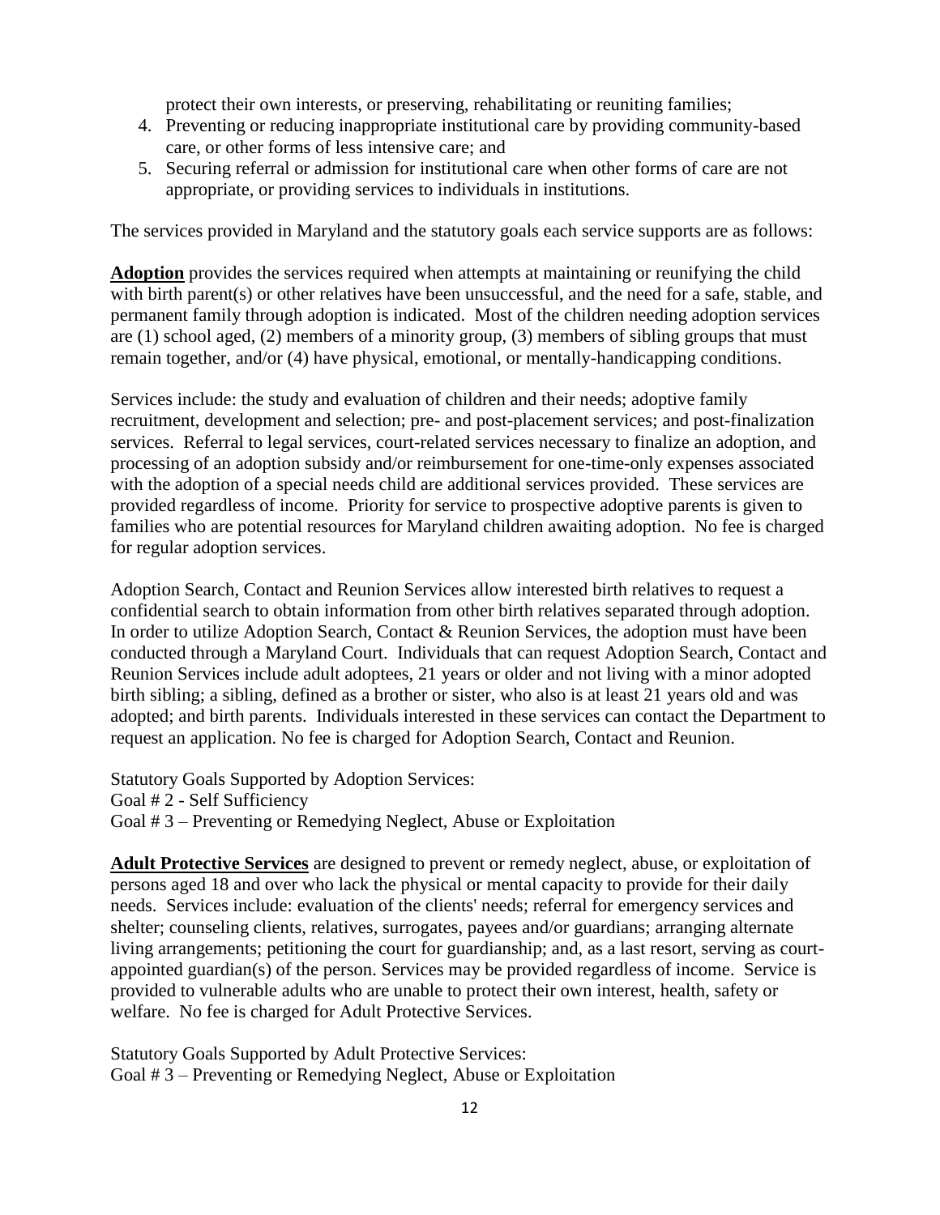protect their own interests, or preserving, rehabilitating or reuniting families;

4. Preventing or reducing inappropriate institutional care by providing community-based care, or other forms of less intensive care; and
5. Securing referral or admission for institutional care when other forms of care are not appropriate, or providing services to individuals in institutions.

The services provided in Maryland and the statutory goals each service supports are as follows:

**Adoption** provides the services required when attempts at maintaining or reunifying the child with birth parent(s) or other relatives have been unsuccessful, and the need for a safe, stable, and permanent family through adoption is indicated. Most of the children needing adoption services are (1) school aged, (2) members of a minority group, (3) members of sibling groups that must remain together, and/or (4) have physical, emotional, or mentally-handicapping conditions.

Services include: the study and evaluation of children and their needs; adoptive family recruitment, development and selection; pre- and post-placement services; and post-finalization services. Referral to legal services, court-related services necessary to finalize an adoption, and processing of an adoption subsidy and/or reimbursement for one-time-only expenses associated with the adoption of a special needs child are additional services provided. These services are provided regardless of income. Priority for service to prospective adoptive parents is given to families who are potential resources for Maryland children awaiting adoption. No fee is charged for regular adoption services.

Adoption Search, Contact and Reunion Services allow interested birth relatives to request a confidential search to obtain information from other birth relatives separated through adoption. In order to utilize Adoption Search, Contact & Reunion Services, the adoption must have been conducted through a Maryland Court. Individuals that can request Adoption Search, Contact and Reunion Services include adult adoptees, 21 years or older and not living with a minor adopted birth sibling; a sibling, defined as a brother or sister, who also is at least 21 years old and was adopted; and birth parents. Individuals interested in these services can contact the Department to request an application. No fee is charged for Adoption Search, Contact and Reunion.

Statutory Goals Supported by Adoption Services:
Goal # 2 - Self Sufficiency
Goal # 3 – Preventing or Remedying Neglect, Abuse or Exploitation

**Adult Protective Services** are designed to prevent or remedy neglect, abuse, or exploitation of persons aged 18 and over who lack the physical or mental capacity to provide for their daily needs. Services include: evaluation of the clients' needs; referral for emergency services and shelter; counseling clients, relatives, surrogates, payees and/or guardians; arranging alternate living arrangements; petitioning the court for guardianship; and, as a last resort, serving as court-appointed guardian(s) of the person. Services may be provided regardless of income. Service is provided to vulnerable adults who are unable to protect their own interest, health, safety or welfare. No fee is charged for Adult Protective Services.

Statutory Goals Supported by Adult Protective Services:
Goal # 3 – Preventing or Remedying Neglect, Abuse or Exploitation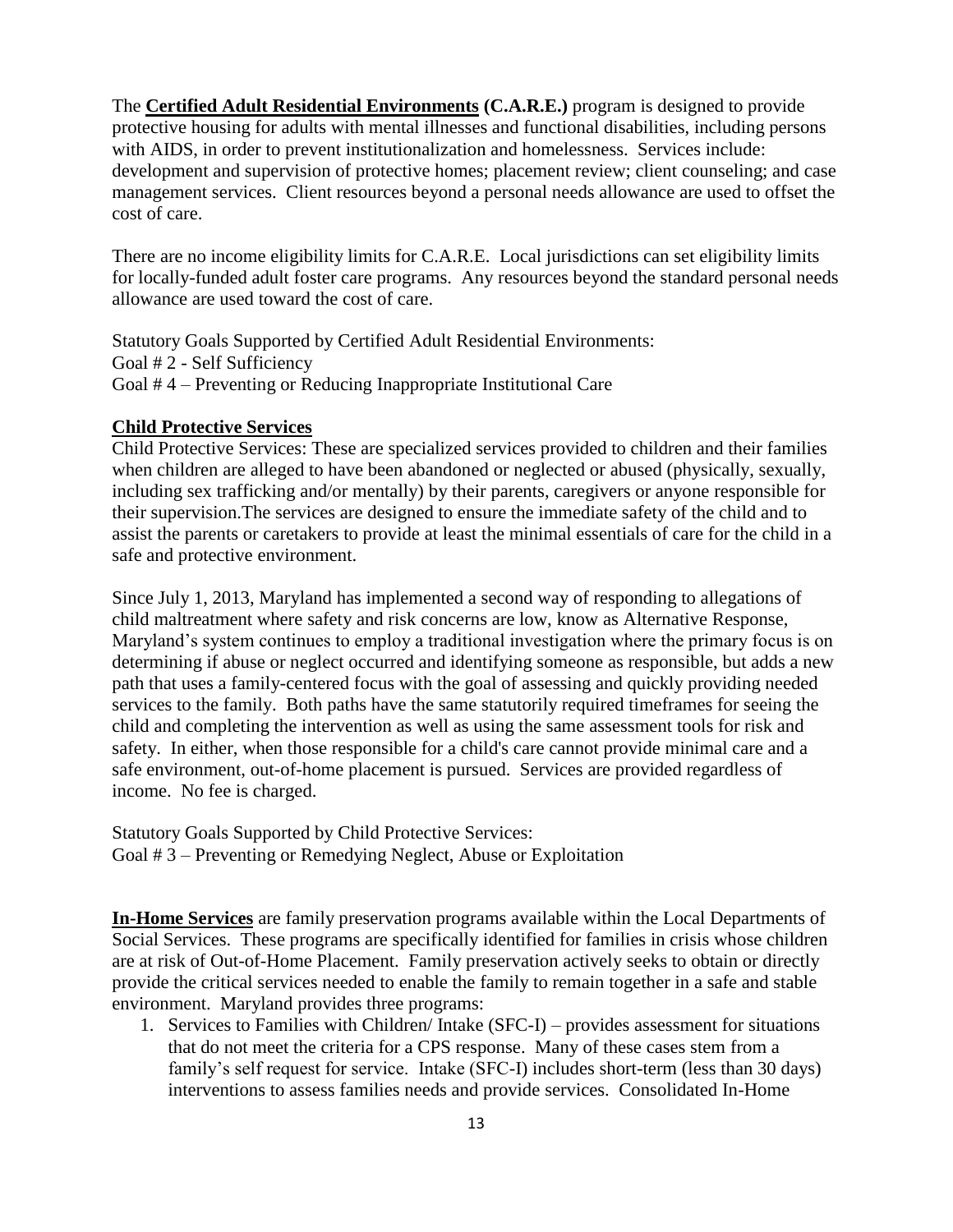The **Certified Adult Residential Environments (C.A.R.E.)** program is designed to provide protective housing for adults with mental illnesses and functional disabilities, including persons with AIDS, in order to prevent institutionalization and homelessness. Services include: development and supervision of protective homes; placement review; client counseling; and case management services. Client resources beyond a personal needs allowance are used to offset the cost of care.

There are no income eligibility limits for C.A.R.E. Local jurisdictions can set eligibility limits for locally-funded adult foster care programs. Any resources beyond the standard personal needs allowance are used toward the cost of care.

Statutory Goals Supported by Certified Adult Residential Environments:
Goal # 2 - Self Sufficiency
Goal # 4 – Preventing or Reducing Inappropriate Institutional Care

**Child Protective Services**

Child Protective Services: These are specialized services provided to children and their families when children are alleged to have been abandoned or neglected or abused (physically, sexually, including sex trafficking and/or mentally) by their parents, caregivers or anyone responsible for their supervision.The services are designed to ensure the immediate safety of the child and to assist the parents or caretakers to provide at least the minimal essentials of care for the child in a safe and protective environment.

Since July 1, 2013, Maryland has implemented a second way of responding to allegations of child maltreatment where safety and risk concerns are low, know as Alternative Response, Maryland's system continues to employ a traditional investigation where the primary focus is on determining if abuse or neglect occurred and identifying someone as responsible, but adds a new path that uses a family-centered focus with the goal of assessing and quickly providing needed services to the family. Both paths have the same statutorily required timeframes for seeing the child and completing the intervention as well as using the same assessment tools for risk and safety. In either, when those responsible for a child's care cannot provide minimal care and a safe environment, out-of-home placement is pursued. Services are provided regardless of income. No fee is charged.

Statutory Goals Supported by Child Protective Services:
Goal # 3 – Preventing or Remedying Neglect, Abuse or Exploitation

**In-Home Services** are family preservation programs available within the Local Departments of Social Services. These programs are specifically identified for families in crisis whose children are at risk of Out-of-Home Placement. Family preservation actively seeks to obtain or directly provide the critical services needed to enable the family to remain together in a safe and stable environment. Maryland provides three programs:

1. Services to Families with Children/ Intake (SFC-I) – provides assessment for situations that do not meet the criteria for a CPS response. Many of these cases stem from a family's self request for service. Intake (SFC-I) includes short-term (less than 30 days) interventions to assess families needs and provide services. Consolidated In-Home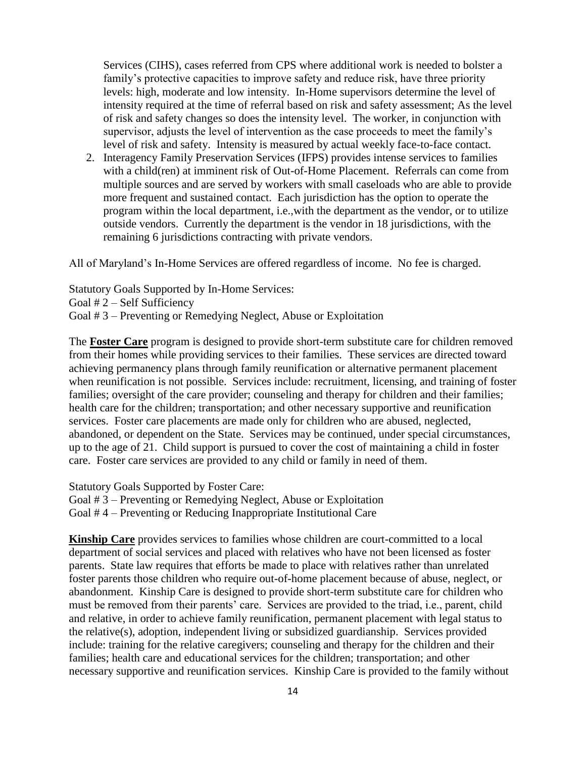Services (CIHS), cases referred from CPS where additional work is needed to bolster a family's protective capacities to improve safety and reduce risk, have three priority levels: high, moderate and low intensity. In-Home supervisors determine the level of intensity required at the time of referral based on risk and safety assessment; As the level of risk and safety changes so does the intensity level. The worker, in conjunction with supervisor, adjusts the level of intervention as the case proceeds to meet the family's level of risk and safety. Intensity is measured by actual weekly face-to-face contact.

2. Interagency Family Preservation Services (IFPS) provides intense services to families with a child(ren) at imminent risk of Out-of-Home Placement. Referrals can come from multiple sources and are served by workers with small caseloads who are able to provide more frequent and sustained contact. Each jurisdiction has the option to operate the program within the local department, i.e.,with the department as the vendor, or to utilize outside vendors. Currently the department is the vendor in 18 jurisdictions, with the remaining 6 jurisdictions contracting with private vendors.

All of Maryland's In-Home Services are offered regardless of income. No fee is charged.

Statutory Goals Supported by In-Home Services:
Goal # 2 – Self Sufficiency
Goal # 3 – Preventing or Remedying Neglect, Abuse or Exploitation

The **Foster Care** program is designed to provide short-term substitute care for children removed from their homes while providing services to their families. These services are directed toward achieving permanency plans through family reunification or alternative permanent placement when reunification is not possible. Services include: recruitment, licensing, and training of foster families; oversight of the care provider; counseling and therapy for children and their families; health care for the children; transportation; and other necessary supportive and reunification services. Foster care placements are made only for children who are abused, neglected, abandoned, or dependent on the State. Services may be continued, under special circumstances, up to the age of 21. Child support is pursued to cover the cost of maintaining a child in foster care. Foster care services are provided to any child or family in need of them.

Statutory Goals Supported by Foster Care:
Goal # 3 – Preventing or Remedying Neglect, Abuse or Exploitation
Goal # 4 – Preventing or Reducing Inappropriate Institutional Care

**Kinship Care** provides services to families whose children are court-committed to a local department of social services and placed with relatives who have not been licensed as foster parents. State law requires that efforts be made to place with relatives rather than unrelated foster parents those children who require out-of-home placement because of abuse, neglect, or abandonment. Kinship Care is designed to provide short-term substitute care for children who must be removed from their parents' care. Services are provided to the triad, i.e., parent, child and relative, in order to achieve family reunification, permanent placement with legal status to the relative(s), adoption, independent living or subsidized guardianship. Services provided include: training for the relative caregivers; counseling and therapy for the children and their families; health care and educational services for the children; transportation; and other necessary supportive and reunification services. Kinship Care is provided to the family without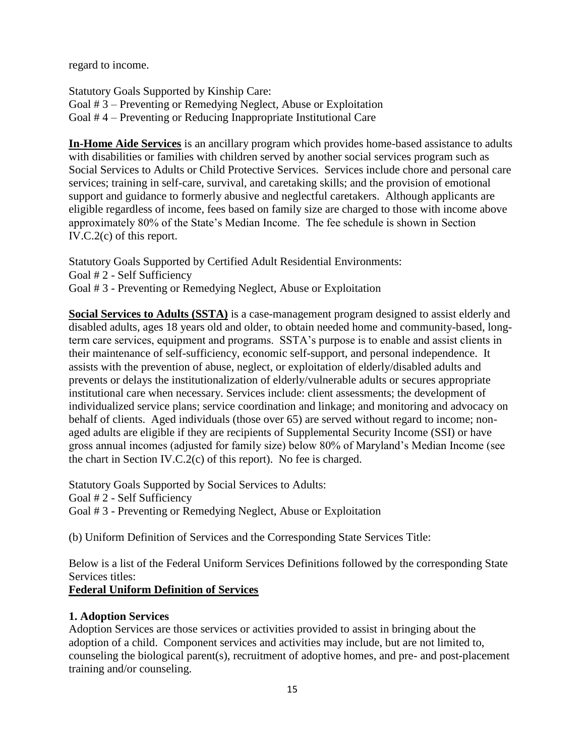regard to income.

Statutory Goals Supported by Kinship Care:
Goal # 3 – Preventing or Remedying Neglect, Abuse or Exploitation
Goal # 4 – Preventing or Reducing Inappropriate Institutional Care

**In-Home Aide Services** is an ancillary program which provides home-based assistance to adults with disabilities or families with children served by another social services program such as Social Services to Adults or Child Protective Services. Services include chore and personal care services; training in self-care, survival, and caretaking skills; and the provision of emotional support and guidance to formerly abusive and neglectful caretakers. Although applicants are eligible regardless of income, fees based on family size are charged to those with income above approximately 80% of the State's Median Income. The fee schedule is shown in Section IV.C.2(c) of this report.

Statutory Goals Supported by Certified Adult Residential Environments:
Goal # 2 - Self Sufficiency
Goal # 3 - Preventing or Remedying Neglect, Abuse or Exploitation

**Social Services to Adults (SSTA)** is a case-management program designed to assist elderly and disabled adults, ages 18 years old and older, to obtain needed home and community-based, long-term care services, equipment and programs. SSTA's purpose is to enable and assist clients in their maintenance of self-sufficiency, economic self-support, and personal independence. It assists with the prevention of abuse, neglect, or exploitation of elderly/disabled adults and prevents or delays the institutionalization of elderly/vulnerable adults or secures appropriate institutional care when necessary. Services include: client assessments; the development of individualized service plans; service coordination and linkage; and monitoring and advocacy on behalf of clients. Aged individuals (those over 65) are served without regard to income; non-aged adults are eligible if they are recipients of Supplemental Security Income (SSI) or have gross annual incomes (adjusted for family size) below 80% of Maryland's Median Income (see the chart in Section IV.C.2(c) of this report). No fee is charged.

Statutory Goals Supported by Social Services to Adults:
Goal # 2 - Self Sufficiency
Goal # 3 - Preventing or Remedying Neglect, Abuse or Exploitation

(b) Uniform Definition of Services and the Corresponding State Services Title:

Below is a list of the Federal Uniform Services Definitions followed by the corresponding State Services titles:

**Federal Uniform Definition of Services**

**1. Adoption Services**

Adoption Services are those services or activities provided to assist in bringing about the adoption of a child. Component services and activities may include, but are not limited to, counseling the biological parent(s), recruitment of adoptive homes, and pre- and post-placement training and/or counseling.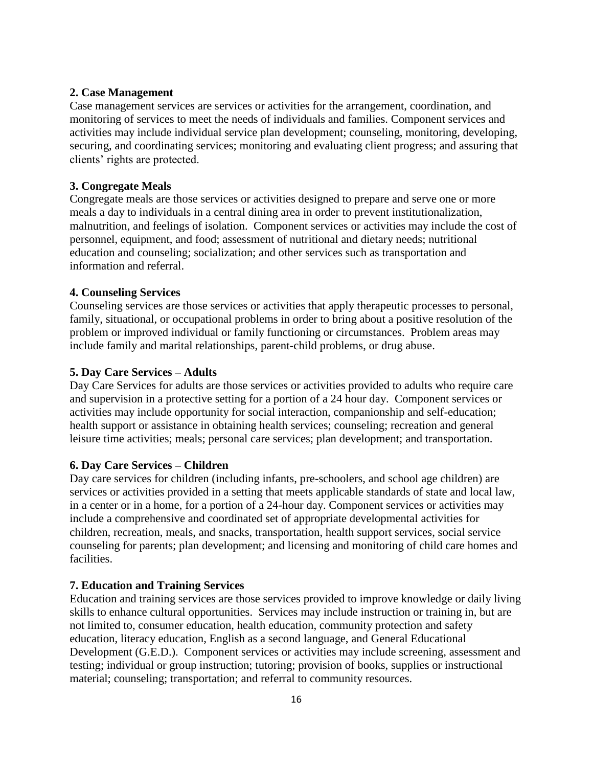**2. Case Management**

Case management services are services or activities for the arrangement, coordination, and monitoring of services to meet the needs of individuals and families. Component services and activities may include individual service plan development; counseling, monitoring, developing, securing, and coordinating services; monitoring and evaluating client progress; and assuring that clients' rights are protected.

**3. Congregate Meals**

Congregate meals are those services or activities designed to prepare and serve one or more meals a day to individuals in a central dining area in order to prevent institutionalization, malnutrition, and feelings of isolation. Component services or activities may include the cost of personnel, equipment, and food; assessment of nutritional and dietary needs; nutritional education and counseling; socialization; and other services such as transportation and information and referral.

**4. Counseling Services**

Counseling services are those services or activities that apply therapeutic processes to personal, family, situational, or occupational problems in order to bring about a positive resolution of the problem or improved individual or family functioning or circumstances. Problem areas may include family and marital relationships, parent-child problems, or drug abuse.

**5. Day Care Services – Adults**

Day Care Services for adults are those services or activities provided to adults who require care and supervision in a protective setting for a portion of a 24 hour day. Component services or activities may include opportunity for social interaction, companionship and self-education; health support or assistance in obtaining health services; counseling; recreation and general leisure time activities; meals; personal care services; plan development; and transportation.

**6. Day Care Services – Children**

Day care services for children (including infants, pre-schoolers, and school age children) are services or activities provided in a setting that meets applicable standards of state and local law, in a center or in a home, for a portion of a 24-hour day. Component services or activities may include a comprehensive and coordinated set of appropriate developmental activities for children, recreation, meals, and snacks, transportation, health support services, social service counseling for parents; plan development; and licensing and monitoring of child care homes and facilities.

**7. Education and Training Services**

Education and training services are those services provided to improve knowledge or daily living skills to enhance cultural opportunities. Services may include instruction or training in, but are not limited to, consumer education, health education, community protection and safety education, literacy education, English as a second language, and General Educational Development (G.E.D.). Component services or activities may include screening, assessment and testing; individual or group instruction; tutoring; provision of books, supplies or instructional material; counseling; transportation; and referral to community resources.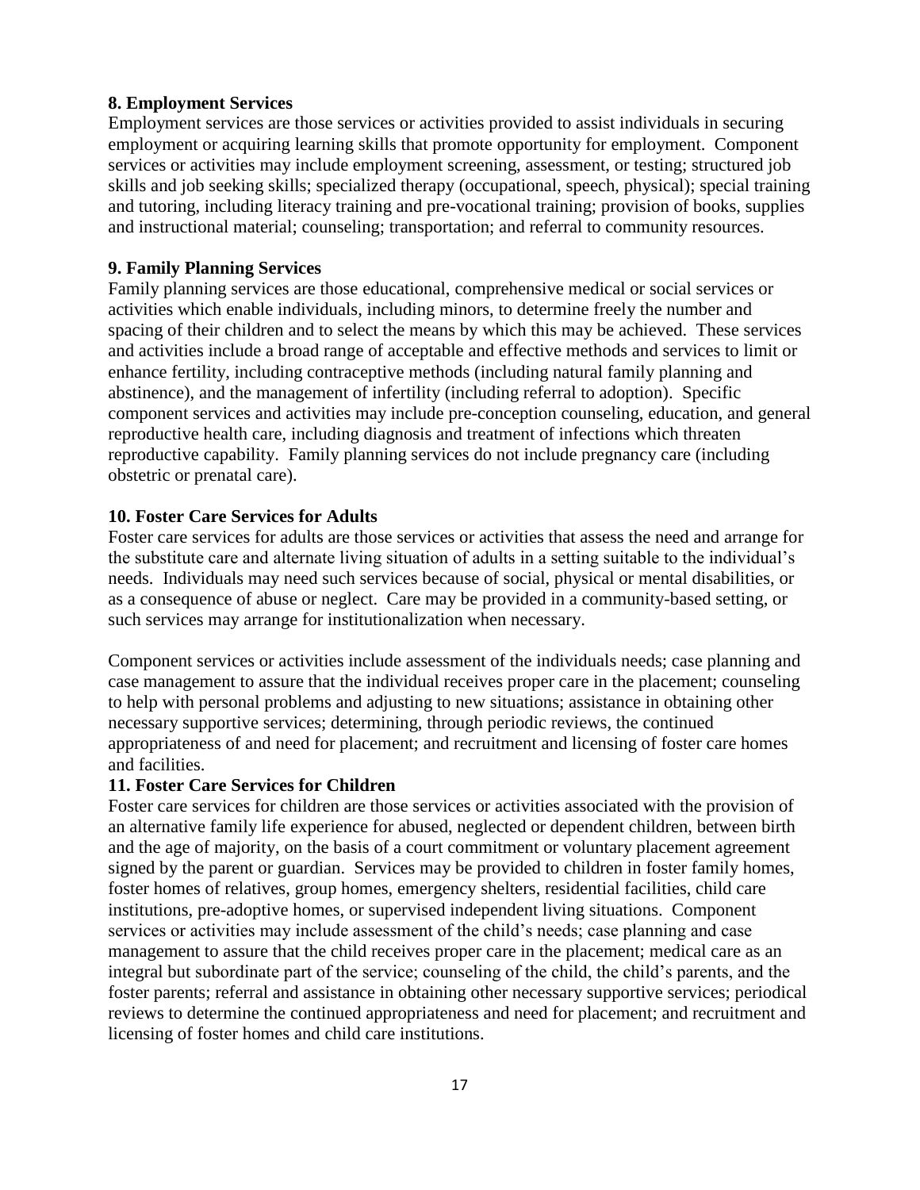**8. Employment Services**

Employment services are those services or activities provided to assist individuals in securing employment or acquiring learning skills that promote opportunity for employment. Component services or activities may include employment screening, assessment, or testing; structured job skills and job seeking skills; specialized therapy (occupational, speech, physical); special training and tutoring, including literacy training and pre-vocational training; provision of books, supplies and instructional material; counseling; transportation; and referral to community resources.

**9. Family Planning Services**

Family planning services are those educational, comprehensive medical or social services or activities which enable individuals, including minors, to determine freely the number and spacing of their children and to select the means by which this may be achieved. These services and activities include a broad range of acceptable and effective methods and services to limit or enhance fertility, including contraceptive methods (including natural family planning and abstinence), and the management of infertility (including referral to adoption). Specific component services and activities may include pre-conception counseling, education, and general reproductive health care, including diagnosis and treatment of infections which threaten reproductive capability. Family planning services do not include pregnancy care (including obstetric or prenatal care).

**10. Foster Care Services for Adults**

Foster care services for adults are those services or activities that assess the need and arrange for the substitute care and alternate living situation of adults in a setting suitable to the individual's needs. Individuals may need such services because of social, physical or mental disabilities, or as a consequence of abuse or neglect. Care may be provided in a community-based setting, or such services may arrange for institutionalization when necessary.

Component services or activities include assessment of the individuals needs; case planning and case management to assure that the individual receives proper care in the placement; counseling to help with personal problems and adjusting to new situations; assistance in obtaining other necessary supportive services; determining, through periodic reviews, the continued appropriateness of and need for placement; and recruitment and licensing of foster care homes and facilities.

**11. Foster Care Services for Children**

Foster care services for children are those services or activities associated with the provision of an alternative family life experience for abused, neglected or dependent children, between birth and the age of majority, on the basis of a court commitment or voluntary placement agreement signed by the parent or guardian. Services may be provided to children in foster family homes, foster homes of relatives, group homes, emergency shelters, residential facilities, child care institutions, pre-adoptive homes, or supervised independent living situations. Component services or activities may include assessment of the child's needs; case planning and case management to assure that the child receives proper care in the placement; medical care as an integral but subordinate part of the service; counseling of the child, the child's parents, and the foster parents; referral and assistance in obtaining other necessary supportive services; periodical reviews to determine the continued appropriateness and need for placement; and recruitment and licensing of foster homes and child care institutions.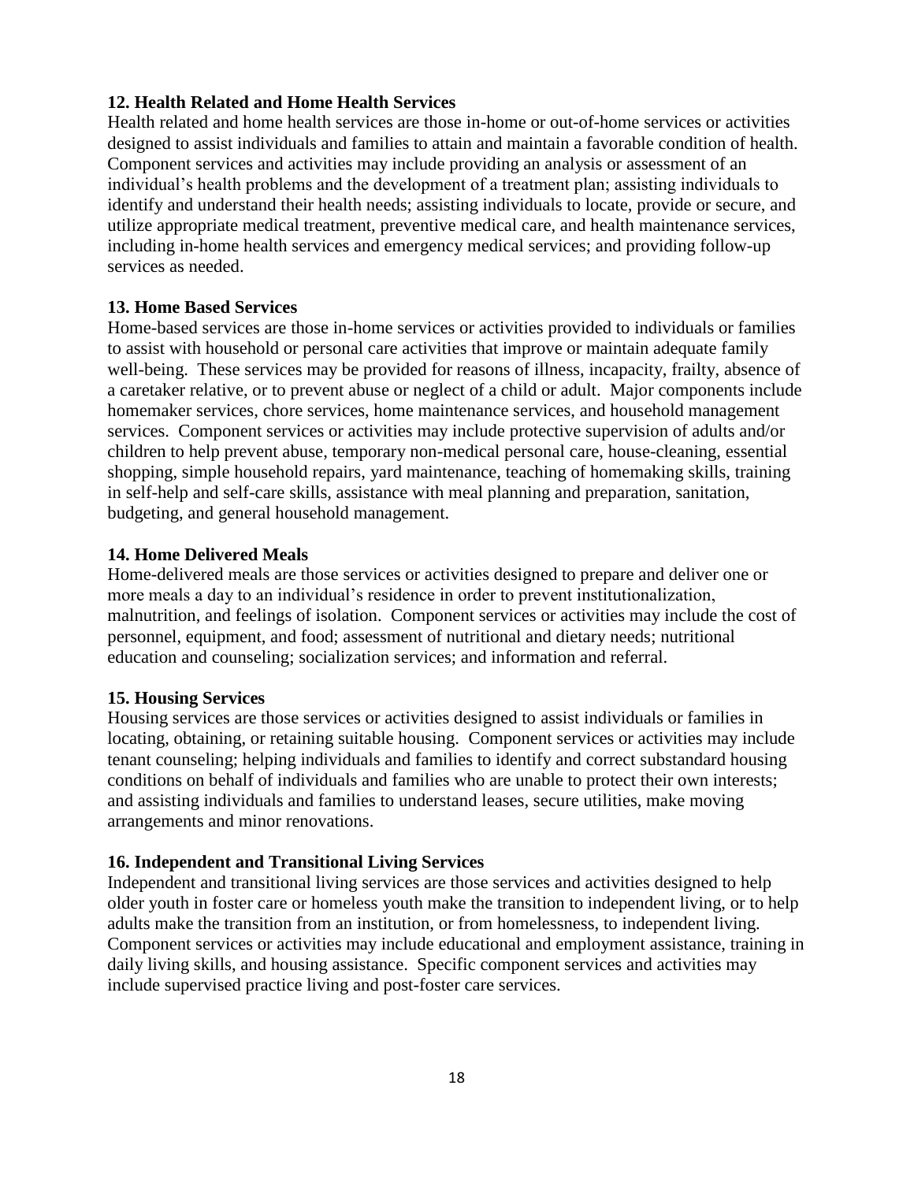**12. Health Related and Home Health Services**

Health related and home health services are those in-home or out-of-home services or activities designed to assist individuals and families to attain and maintain a favorable condition of health. Component services and activities may include providing an analysis or assessment of an individual's health problems and the development of a treatment plan; assisting individuals to identify and understand their health needs; assisting individuals to locate, provide or secure, and utilize appropriate medical treatment, preventive medical care, and health maintenance services, including in-home health services and emergency medical services; and providing follow-up services as needed.

**13. Home Based Services**

Home-based services are those in-home services or activities provided to individuals or families to assist with household or personal care activities that improve or maintain adequate family well-being. These services may be provided for reasons of illness, incapacity, frailty, absence of a caretaker relative, or to prevent abuse or neglect of a child or adult. Major components include homemaker services, chore services, home maintenance services, and household management services. Component services or activities may include protective supervision of adults and/or children to help prevent abuse, temporary non-medical personal care, house-cleaning, essential shopping, simple household repairs, yard maintenance, teaching of homemaking skills, training in self-help and self-care skills, assistance with meal planning and preparation, sanitation, budgeting, and general household management.

**14. Home Delivered Meals**

Home-delivered meals are those services or activities designed to prepare and deliver one or more meals a day to an individual's residence in order to prevent institutionalization, malnutrition, and feelings of isolation. Component services or activities may include the cost of personnel, equipment, and food; assessment of nutritional and dietary needs; nutritional education and counseling; socialization services; and information and referral.

**15. Housing Services**

Housing services are those services or activities designed to assist individuals or families in locating, obtaining, or retaining suitable housing. Component services or activities may include tenant counseling; helping individuals and families to identify and correct substandard housing conditions on behalf of individuals and families who are unable to protect their own interests; and assisting individuals and families to understand leases, secure utilities, make moving arrangements and minor renovations.

**16. Independent and Transitional Living Services**

Independent and transitional living services are those services and activities designed to help older youth in foster care or homeless youth make the transition to independent living, or to help adults make the transition from an institution, or from homelessness, to independent living. Component services or activities may include educational and employment assistance, training in daily living skills, and housing assistance. Specific component services and activities may include supervised practice living and post-foster care services.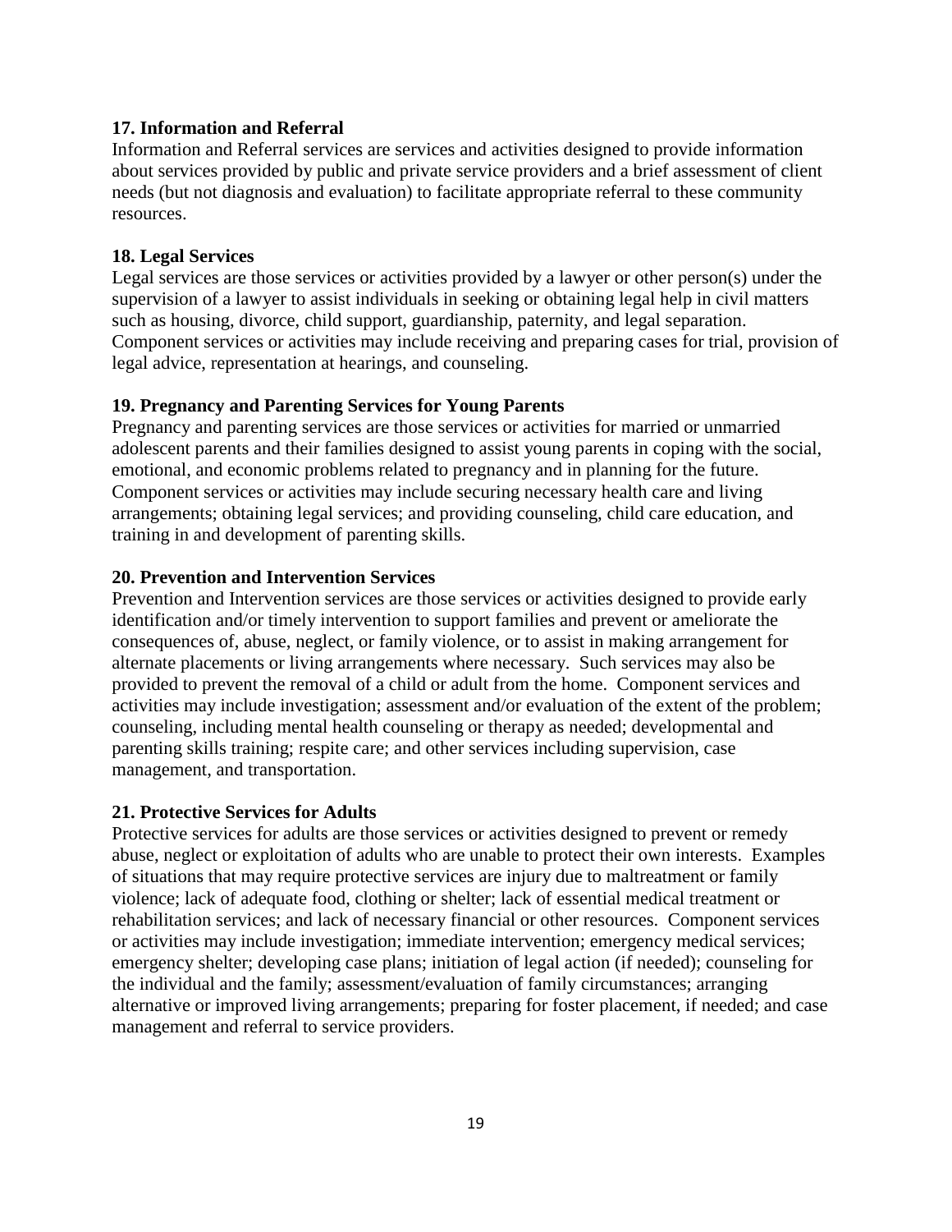**17. Information and Referral**

Information and Referral services are services and activities designed to provide information about services provided by public and private service providers and a brief assessment of client needs (but not diagnosis and evaluation) to facilitate appropriate referral to these community resources.

**18. Legal Services**

Legal services are those services or activities provided by a lawyer or other person(s) under the supervision of a lawyer to assist individuals in seeking or obtaining legal help in civil matters such as housing, divorce, child support, guardianship, paternity, and legal separation. Component services or activities may include receiving and preparing cases for trial, provision of legal advice, representation at hearings, and counseling.

**19. Pregnancy and Parenting Services for Young Parents**

Pregnancy and parenting services are those services or activities for married or unmarried adolescent parents and their families designed to assist young parents in coping with the social, emotional, and economic problems related to pregnancy and in planning for the future. Component services or activities may include securing necessary health care and living arrangements; obtaining legal services; and providing counseling, child care education, and training in and development of parenting skills.

**20. Prevention and Intervention Services**

Prevention and Intervention services are those services or activities designed to provide early identification and/or timely intervention to support families and prevent or ameliorate the consequences of, abuse, neglect, or family violence, or to assist in making arrangement for alternate placements or living arrangements where necessary. Such services may also be provided to prevent the removal of a child or adult from the home. Component services and activities may include investigation; assessment and/or evaluation of the extent of the problem; counseling, including mental health counseling or therapy as needed; developmental and parenting skills training; respite care; and other services including supervision, case management, and transportation.

**21. Protective Services for Adults**

Protective services for adults are those services or activities designed to prevent or remedy abuse, neglect or exploitation of adults who are unable to protect their own interests. Examples of situations that may require protective services are injury due to maltreatment or family violence; lack of adequate food, clothing or shelter; lack of essential medical treatment or rehabilitation services; and lack of necessary financial or other resources. Component services or activities may include investigation; immediate intervention; emergency medical services; emergency shelter; developing case plans; initiation of legal action (if needed); counseling for the individual and the family; assessment/evaluation of family circumstances; arranging alternative or improved living arrangements; preparing for foster placement, if needed; and case management and referral to service providers.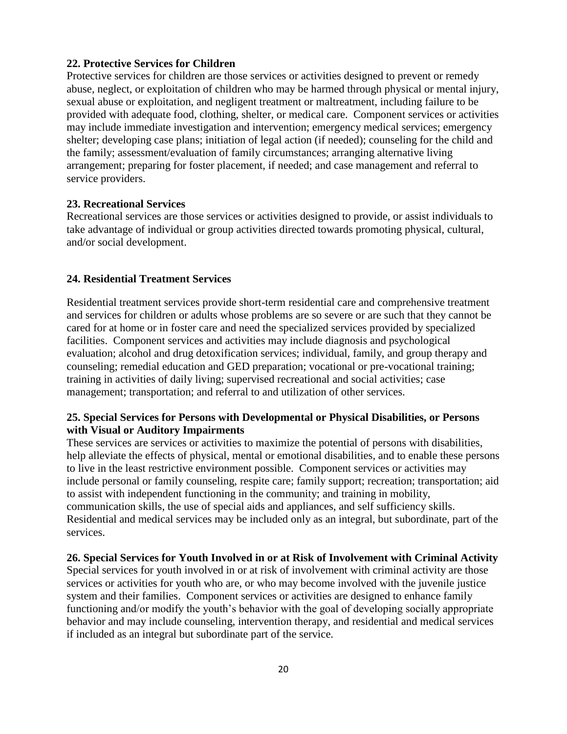**22. Protective Services for Children**

Protective services for children are those services or activities designed to prevent or remedy abuse, neglect, or exploitation of children who may be harmed through physical or mental injury, sexual abuse or exploitation, and negligent treatment or maltreatment, including failure to be provided with adequate food, clothing, shelter, or medical care. Component services or activities may include immediate investigation and intervention; emergency medical services; emergency shelter; developing case plans; initiation of legal action (if needed); counseling for the child and the family; assessment/evaluation of family circumstances; arranging alternative living arrangement; preparing for foster placement, if needed; and case management and referral to service providers.

**23. Recreational Services**

Recreational services are those services or activities designed to provide, or assist individuals to take advantage of individual or group activities directed towards promoting physical, cultural, and/or social development.

**24. Residential Treatment Services**

Residential treatment services provide short-term residential care and comprehensive treatment and services for children or adults whose problems are so severe or are such that they cannot be cared for at home or in foster care and need the specialized services provided by specialized facilities. Component services and activities may include diagnosis and psychological evaluation; alcohol and drug detoxification services; individual, family, and group therapy and counseling; remedial education and GED preparation; vocational or pre-vocational training; training in activities of daily living; supervised recreational and social activities; case management; transportation; and referral to and utilization of other services.

**25. Special Services for Persons with Developmental or Physical Disabilities, or Persons with Visual or Auditory Impairments**

These services are services or activities to maximize the potential of persons with disabilities, help alleviate the effects of physical, mental or emotional disabilities, and to enable these persons to live in the least restrictive environment possible. Component services or activities may include personal or family counseling, respite care; family support; recreation; transportation; aid to assist with independent functioning in the community; and training in mobility, communication skills, the use of special aids and appliances, and self sufficiency skills. Residential and medical services may be included only as an integral, but subordinate, part of the services.

**26. Special Services for Youth Involved in or at Risk of Involvement with Criminal Activity**

Special services for youth involved in or at risk of involvement with criminal activity are those services or activities for youth who are, or who may become involved with the juvenile justice system and their families. Component services or activities are designed to enhance family functioning and/or modify the youth's behavior with the goal of developing socially appropriate behavior and may include counseling, intervention therapy, and residential and medical services if included as an integral but subordinate part of the service.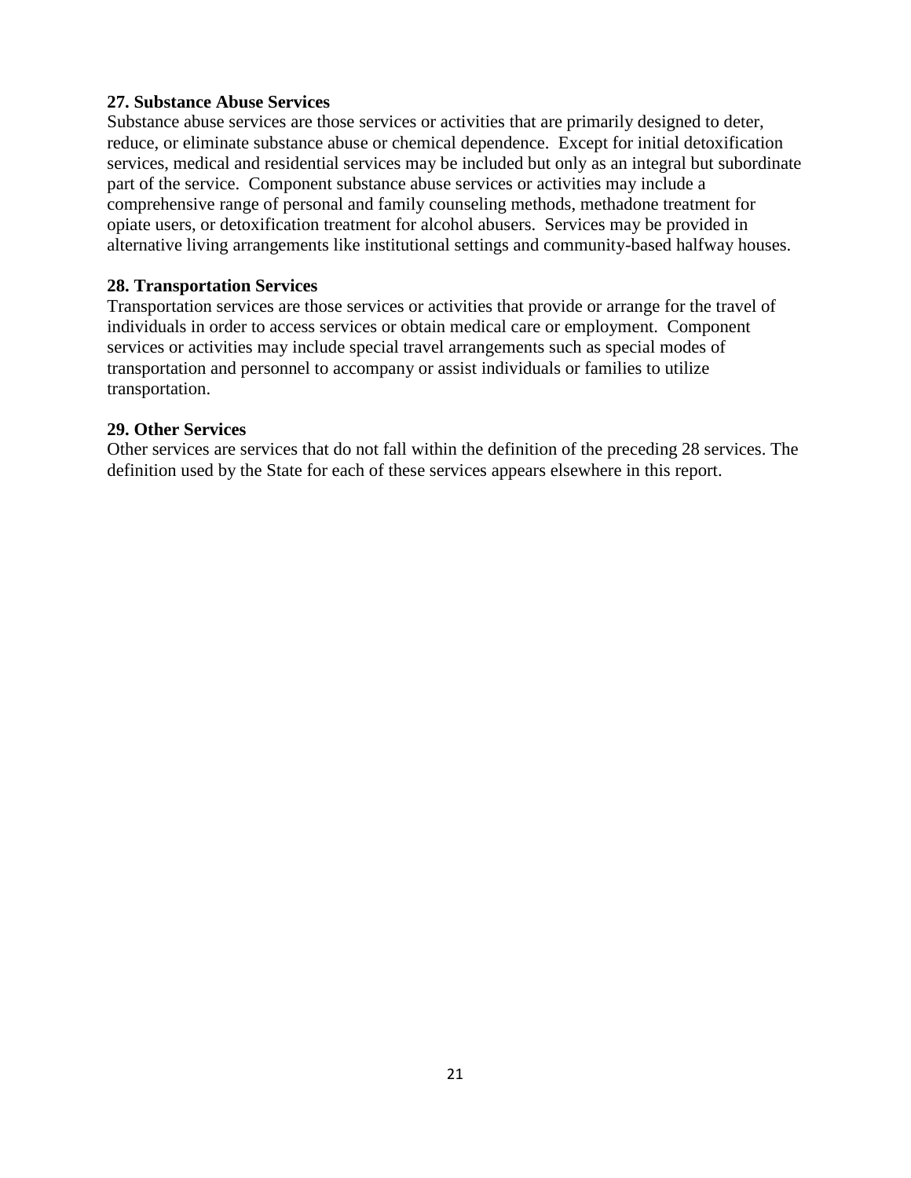**27. Substance Abuse Services**

Substance abuse services are those services or activities that are primarily designed to deter, reduce, or eliminate substance abuse or chemical dependence. Except for initial detoxification services, medical and residential services may be included but only as an integral but subordinate part of the service. Component substance abuse services or activities may include a comprehensive range of personal and family counseling methods, methadone treatment for opiate users, or detoxification treatment for alcohol abusers. Services may be provided in alternative living arrangements like institutional settings and community-based halfway houses.

**28. Transportation Services**

Transportation services are those services or activities that provide or arrange for the travel of individuals in order to access services or obtain medical care or employment. Component services or activities may include special travel arrangements such as special modes of transportation and personnel to accompany or assist individuals or families to utilize transportation.

**29. Other Services**

Other services are services that do not fall within the definition of the preceding 28 services. The definition used by the State for each of these services appears elsewhere in this report.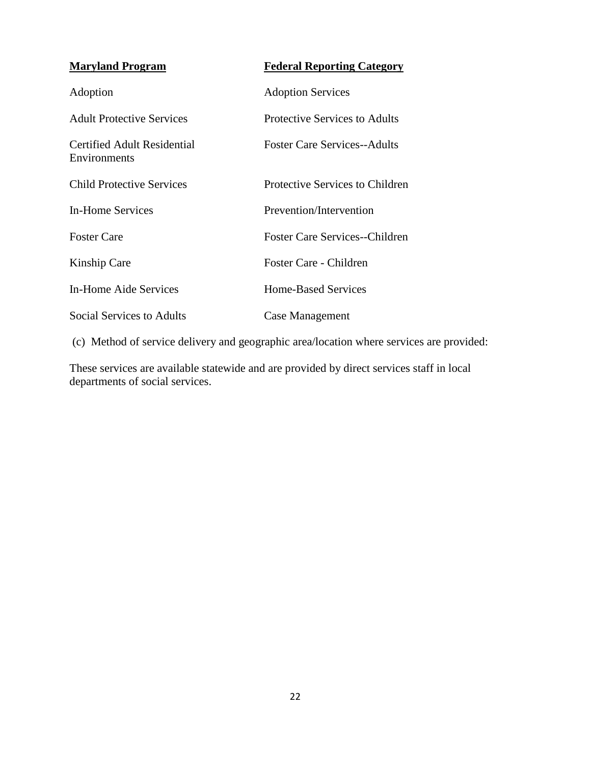| Maryland Program | Federal Reporting Category |
| --- | --- |
| Adoption | Adoption Services |
| Adult Protective Services | Protective Services to Adults |
| Certified Adult Residential Environments | Foster Care Services--Adults |
| Child Protective Services | Protective Services to Children |
| In-Home Services | Prevention/Intervention |
| Foster Care | Foster Care Services--Children |
| Kinship Care | Foster Care - Children |
| In-Home Aide Services | Home-Based Services |
| Social Services to Adults | Case Management |

(c) Method of service delivery and geographic area/location where services are provided:

These services are available statewide and are provided by direct services staff in local departments of social services.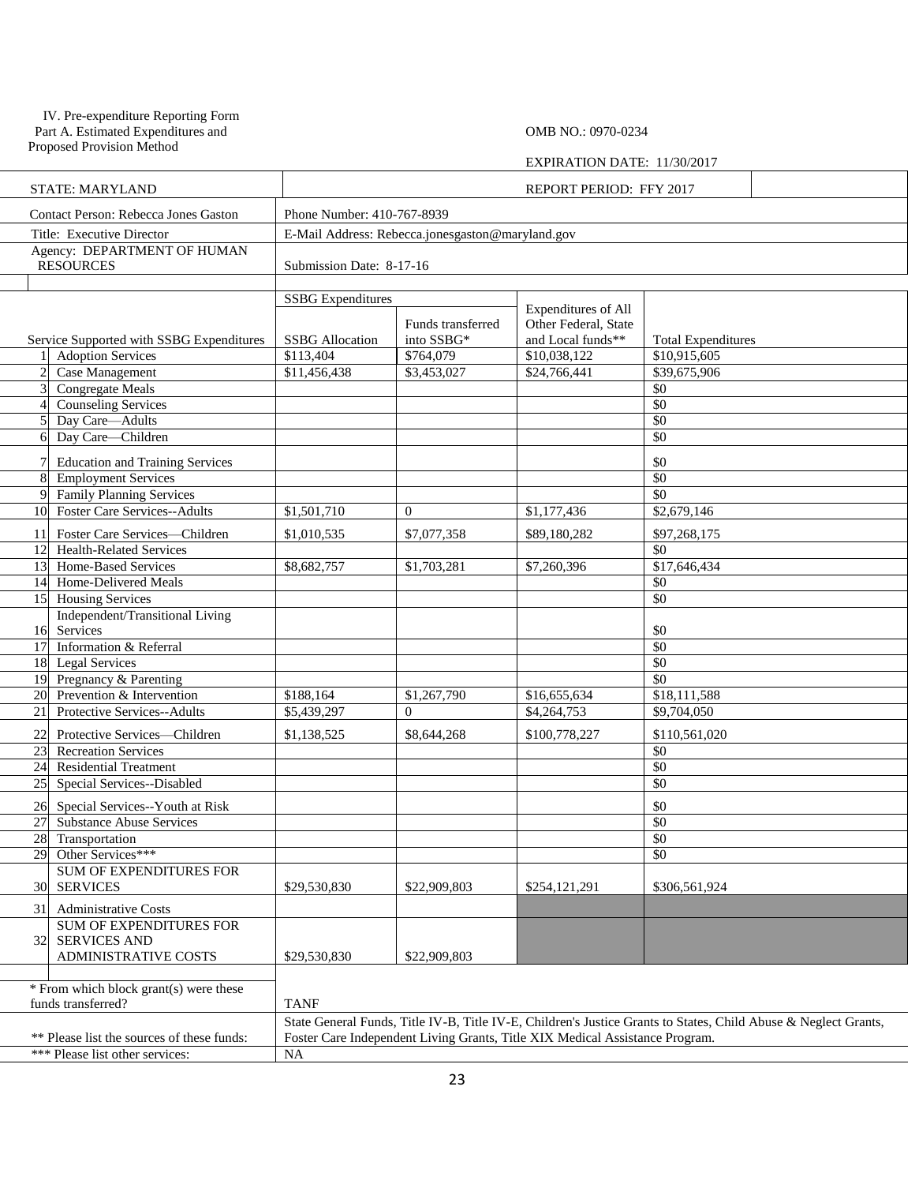IV. Pre-expenditure Reporting Form
Part A. Estimated Expenditures and Proposed Provision Method

OMB NO.: 0970-0234

EXPIRATION DATE: 11/30/2017

| STATE: MARYLAND | REPORT PERIOD: FFY 2017 |
|---|---|
| Contact Person: Rebecca Jones Gaston | Phone Number: 410-767-8939 |
| Title: Executive Director | E-Mail Address: Rebecca.jonesgaston@maryland.gov |
| Agency: DEPARTMENT OF HUMAN RESOURCES | Submission Date: 8-17-16 |

| | | SSBG Expenditures | | | |
|---|---|---|---|---|---|
| | Service Supported with SSBG Expenditures | SSBG Allocation | Funds transferred into SSBG* | Expenditures of All Other Federal, State and Local funds** | Total Expenditures |
| 1 | Adoption Services | $113,404 | $764,079 | $10,038,122 | $10,915,605 |
| 2 | Case Management | $11,456,438 | $3,453,027 | $24,766,441 | $39,675,906 |
| 3 | Congregate Meals | | | | $0 |
| 4 | Counseling Services | | | | $0 |
| 5 | Day Care—Adults | | | | $0 |
| 6 | Day Care—Children | | | | $0 |
| 7 | Education and Training Services | | | | $0 |
| 8 | Employment Services | | | | $0 |
| 9 | Family Planning Services | | | | $0 |
| 10 | Foster Care Services--Adults | $1,501,710 | 0 | $1,177,436 | $2,679,146 |
| 11 | Foster Care Services—Children | $1,010,535 | $7,077,358 | $89,180,282 | $97,268,175 |
| 12 | Health-Related Services | | | | $0 |
| 13 | Home-Based Services | $8,682,757 | $1,703,281 | $7,260,396 | $17,646,434 |
| 14 | Home-Delivered Meals | | | | $0 |
| 15 | Housing Services | | | | $0 |
| 16 | Independent/Transitional Living Services | | | | $0 |
| 17 | Information & Referral | | | | $0 |
| 18 | Legal Services | | | | $0 |
| 19 | Pregnancy & Parenting | | | | $0 |
| 20 | Prevention & Intervention | $188,164 | $1,267,790 | $16,655,634 | $18,111,588 |
| 21 | Protective Services--Adults | $5,439,297 | 0 | $4,264,753 | $9,704,050 |
| 22 | Protective Services—Children | $1,138,525 | $8,644,268 | $100,778,227 | $110,561,020 |
| 23 | Recreation Services | | | | $0 |
| 24 | Residential Treatment | | | | $0 |
| 25 | Special Services--Disabled | | | | $0 |
| 26 | Special Services--Youth at Risk | | | | $0 |
| 27 | Substance Abuse Services | | | | $0 |
| 28 | Transportation | | | | $0 |
| 29 | Other Services*** | | | | $0 |
| 30 | SUM OF EXPENDITURES FOR SERVICES | $29,530,830 | $22,909,803 | $254,121,291 | $306,561,924 |
| 31 | Administrative Costs | | | | |
| 32 | SUM OF EXPENDITURES FOR SERVICES AND ADMINISTRATIVE COSTS | $29,530,830 | $22,909,803 | | |

| | |
|---|---|
| * From which block grant(s) were these funds transferred? | TANF |
| ** Please list the sources of these funds: | State General Funds, Title IV-B, Title IV-E, Children's Justice Grants to States, Child Abuse & Neglect Grants, Foster Care Independent Living Grants, Title XIX Medical Assistance Program. |
| *** Please list other services: | NA |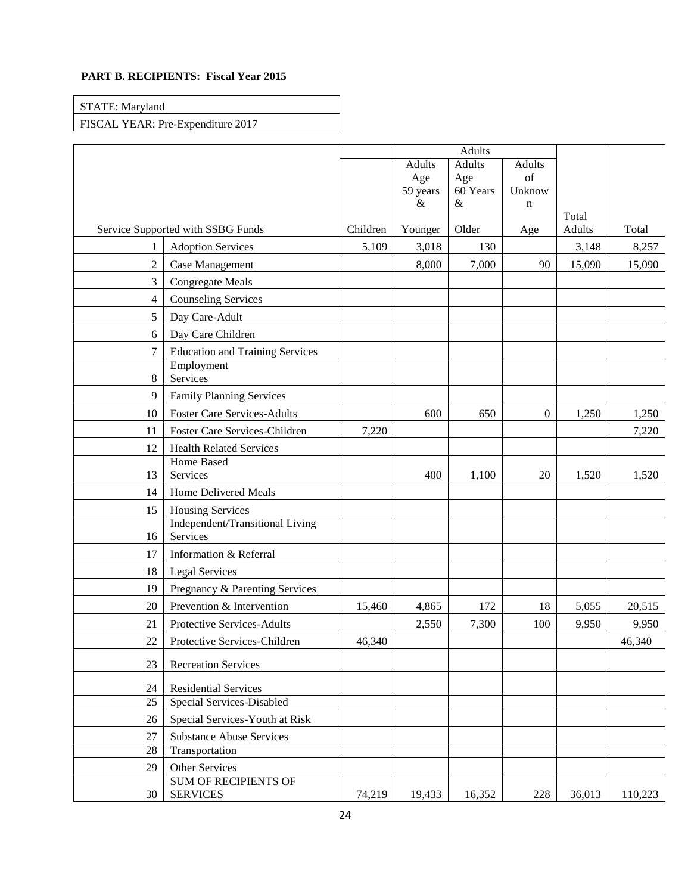**PART B. RECIPIENTS: Fiscal Year 2015**

| STATE: Maryland |
|---|
| FISCAL YEAR: Pre-Expenditure 2017 |

| | Service Supported with SSBG Funds | Children | Adults | | | | |
|---|---|---|---|---|---|---|---|
| | | | Adults Age 59 years & Younger | Adults Age 60 Years & Older | Adults of Unknown Age | Total Adults | Total |
| 1 | Adoption Services | 5,109 | 3,018 | 130 | | 3,148 | 8,257 |
| 2 | Case Management | | 8,000 | 7,000 | 90 | 15,090 | 15,090 |
| 3 | Congregate Meals | | | | | | |
| 4 | Counseling Services | | | | | | |
| 5 | Day Care-Adult | | | | | | |
| 6 | Day Care Children | | | | | | |
| 7 | Education and Training Services | | | | | | |
| 8 | Employment Services | | | | | | |
| 9 | Family Planning Services | | | | | | |
| 10 | Foster Care Services-Adults | | 600 | 650 | 0 | 1,250 | 1,250 |
| 11 | Foster Care Services-Children | 7,220 | | | | | 7,220 |
| 12 | Health Related Services | | | | | | |
| 13 | Home Based Services | | 400 | 1,100 | 20 | 1,520 | 1,520 |
| 14 | Home Delivered Meals | | | | | | |
| 15 | Housing Services | | | | | | |
| 16 | Independent/Transitional Living Services | | | | | | |
| 17 | Information & Referral | | | | | | |
| 18 | Legal Services | | | | | | |
| 19 | Pregnancy & Parenting Services | | | | | | |
| 20 | Prevention & Intervention | 15,460 | 4,865 | 172 | 18 | 5,055 | 20,515 |
| 21 | Protective Services-Adults | | 2,550 | 7,300 | 100 | 9,950 | 9,950 |
| 22 | Protective Services-Children | 46,340 | | | | | 46,340 |
| 23 | Recreation Services | | | | | | |
| 24 | Residential Services | | | | | | |
| 25 | Special Services-Disabled | | | | | | |
| 26 | Special Services-Youth at Risk | | | | | | |
| 27 | Substance Abuse Services | | | | | | |
| 28 | Transportation | | | | | | |
| 29 | Other Services | | | | | | |
| 30 | SUM OF RECIPIENTS OF SERVICES | 74,219 | 19,433 | 16,352 | 228 | 36,013 | 110,223 |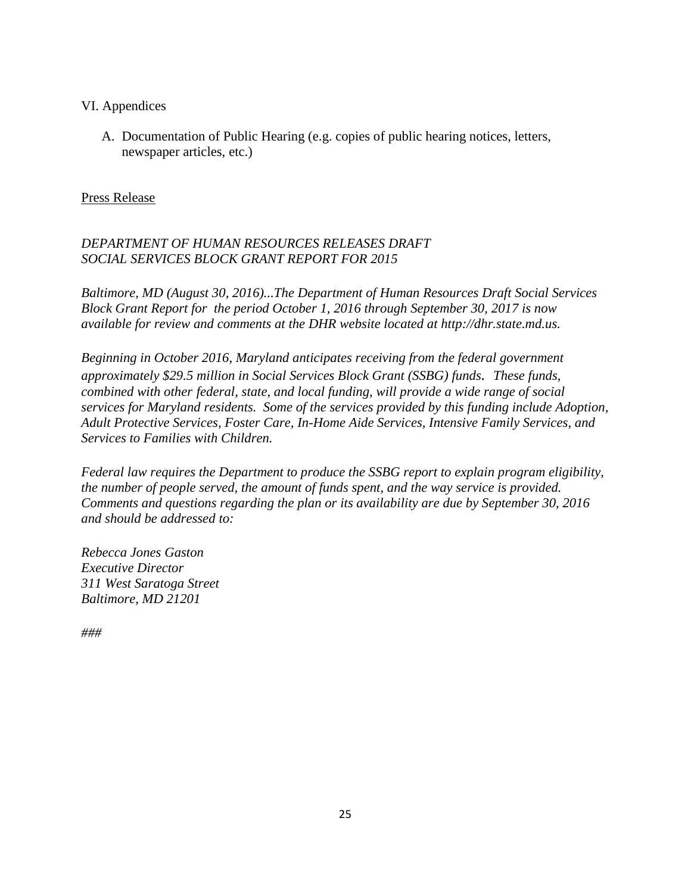VI. Appendices

A. Documentation of Public Hearing (e.g. copies of public hearing notices, letters, newspaper articles, etc.)

Press Release

*DEPARTMENT OF HUMAN RESOURCES RELEASES DRAFT SOCIAL SERVICES BLOCK GRANT REPORT FOR 2015*

*Baltimore, MD (August 30, 2016)...The Department of Human Resources Draft Social Services Block Grant Report for the period October 1, 2016 through September 30, 2017 is now available for review and comments at the DHR website located at http://dhr.state.md.us.*

*Beginning in October 2016, Maryland anticipates receiving from the federal government approximately $29.5 million in Social Services Block Grant (SSBG) funds. These funds, combined with other federal, state, and local funding, will provide a wide range of social services for Maryland residents. Some of the services provided by this funding include Adoption, Adult Protective Services, Foster Care, In-Home Aide Services, Intensive Family Services, and Services to Families with Children.*

*Federal law requires the Department to produce the SSBG report to explain program eligibility, the number of people served, the amount of funds spent, and the way service is provided. Comments and questions regarding the plan or its availability are due by September 30, 2016 and should be addressed to:*

*Rebecca Jones Gaston*
*Executive Director*
*311 West Saratoga Street*
*Baltimore, MD 21201*

*###*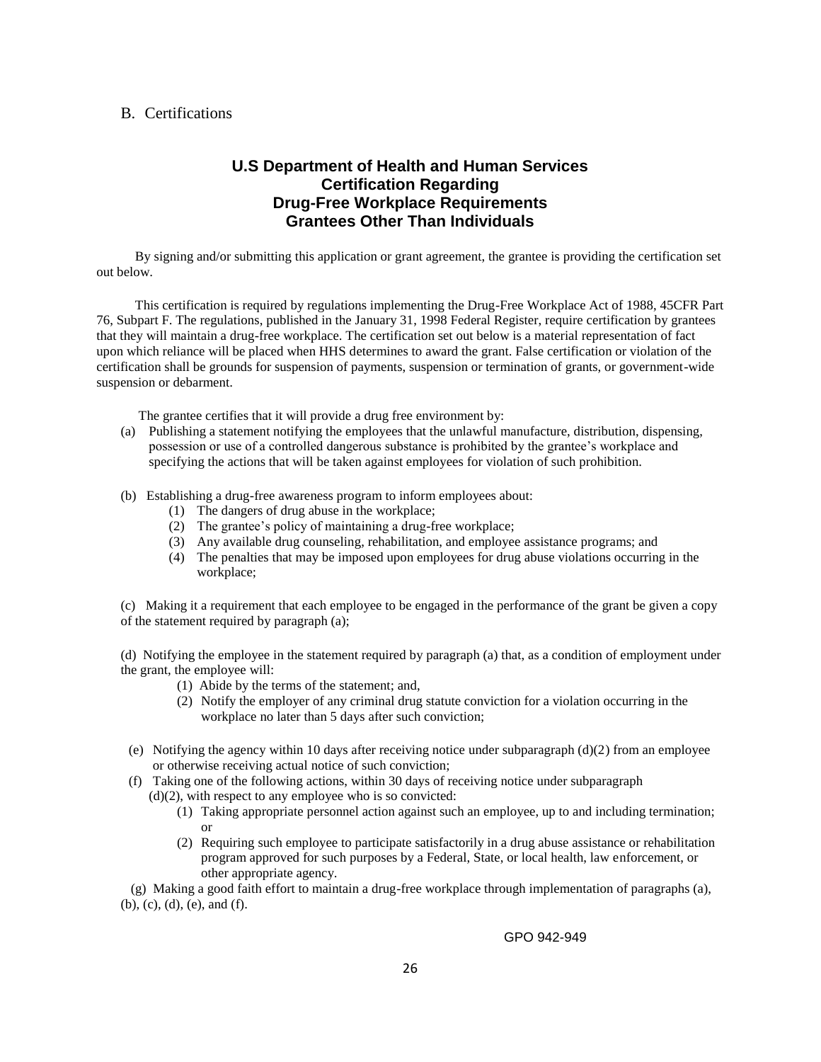## B. Certifications

### U.S Department of Health and Human Services
### Certification Regarding
### Drug-Free Workplace Requirements
### Grantees Other Than Individuals

By signing and/or submitting this application or grant agreement, the grantee is providing the certification set out below.

This certification is required by regulations implementing the Drug-Free Workplace Act of 1988, 45CFR Part 76, Subpart F. The regulations, published in the January 31, 1998 Federal Register, require certification by grantees that they will maintain a drug-free workplace. The certification set out below is a material representation of fact upon which reliance will be placed when HHS determines to award the grant. False certification or violation of the certification shall be grounds for suspension of payments, suspension or termination of grants, or government-wide suspension or debarment.

The grantee certifies that it will provide a drug free environment by:

(a) Publishing a statement notifying the employees that the unlawful manufacture, distribution, dispensing, possession or use of a controlled dangerous substance is prohibited by the grantee's workplace and specifying the actions that will be taken against employees for violation of such prohibition.

(b) Establishing a drug-free awareness program to inform employees about:

- (1) The dangers of drug abuse in the workplace;
- (2) The grantee's policy of maintaining a drug-free workplace;
- (3) Any available drug counseling, rehabilitation, and employee assistance programs; and
- (4) The penalties that may be imposed upon employees for drug abuse violations occurring in the workplace;

(c) Making it a requirement that each employee to be engaged in the performance of the grant be given a copy of the statement required by paragraph (a);

(d) Notifying the employee in the statement required by paragraph (a) that, as a condition of employment under the grant, the employee will:

- (1) Abide by the terms of the statement; and,
- (2) Notify the employer of any criminal drug statute conviction for a violation occurring in the workplace no later than 5 days after such conviction;

(e) Notifying the agency within 10 days after receiving notice under subparagraph (d)(2) from an employee or otherwise receiving actual notice of such conviction;

(f) Taking one of the following actions, within 30 days of receiving notice under subparagraph (d)(2), with respect to any employee who is so convicted:

- (1) Taking appropriate personnel action against such an employee, up to and including termination; or
- (2) Requiring such employee to participate satisfactorily in a drug abuse assistance or rehabilitation program approved for such purposes by a Federal, State, or local health, law enforcement, or other appropriate agency.

(g) Making a good faith effort to maintain a drug-free workplace through implementation of paragraphs (a), (b), (c), (d), (e), and (f).

GPO 942-949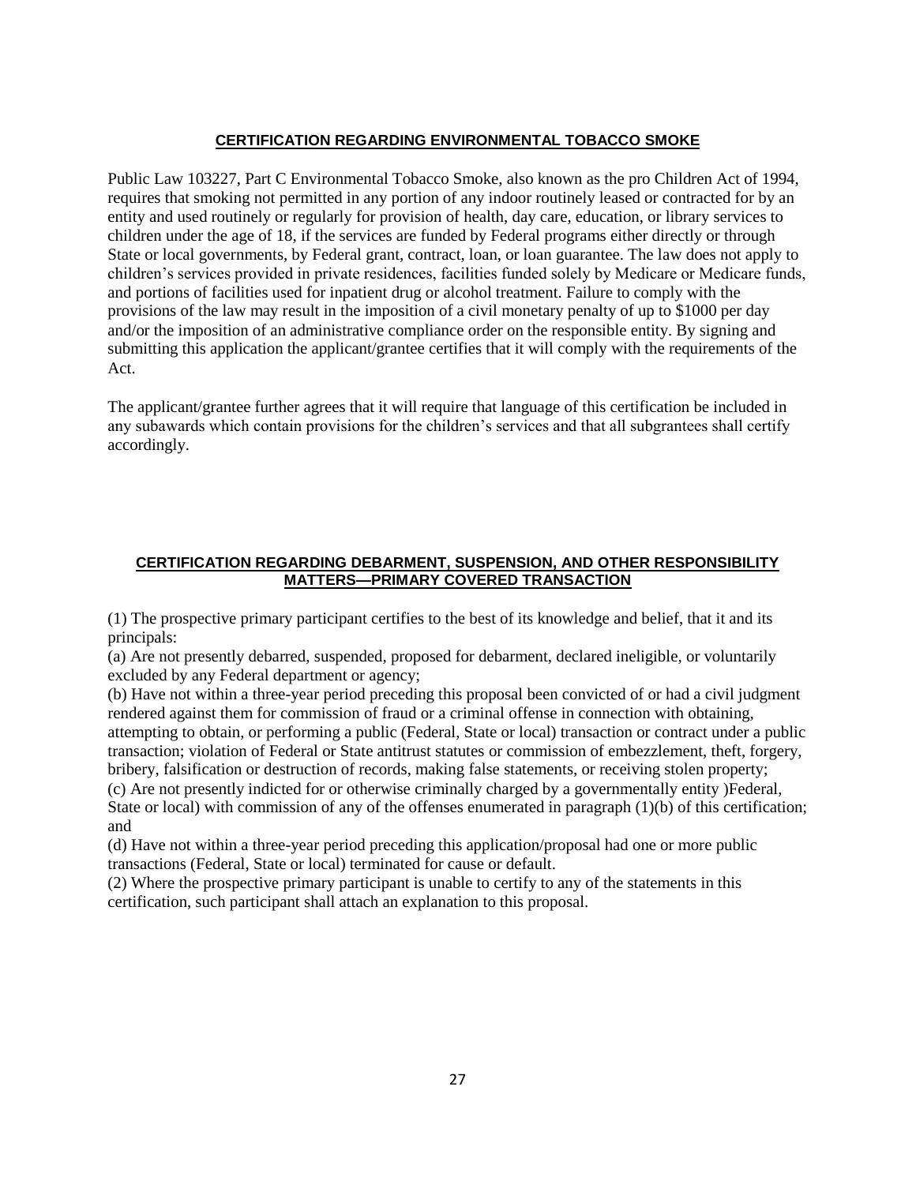## **CERTIFICATION REGARDING ENVIRONMENTAL TOBACCO SMOKE**

Public Law 103227, Part C Environmental Tobacco Smoke, also known as the pro Children Act of 1994, requires that smoking not permitted in any portion of any indoor routinely leased or contracted for by an entity and used routinely or regularly for provision of health, day care, education, or library services to children under the age of 18, if the services are funded by Federal programs either directly or through State or local governments, by Federal grant, contract, loan, or loan guarantee. The law does not apply to children's services provided in private residences, facilities funded solely by Medicare or Medicare funds, and portions of facilities used for inpatient drug or alcohol treatment. Failure to comply with the provisions of the law may result in the imposition of a civil monetary penalty of up to $1000 per day and/or the imposition of an administrative compliance order on the responsible entity. By signing and submitting this application the applicant/grantee certifies that it will comply with the requirements of the Act.

The applicant/grantee further agrees that it will require that language of this certification be included in any subawards which contain provisions for the children's services and that all subgrantees shall certify accordingly.

## **CERTIFICATION REGARDING DEBARMENT, SUSPENSION, AND OTHER RESPONSIBILITY MATTERS—PRIMARY COVERED TRANSACTION**

(1) The prospective primary participant certifies to the best of its knowledge and belief, that it and its principals:

(a) Are not presently debarred, suspended, proposed for debarment, declared ineligible, or voluntarily excluded by any Federal department or agency;

(b) Have not within a three-year period preceding this proposal been convicted of or had a civil judgment rendered against them for commission of fraud or a criminal offense in connection with obtaining, attempting to obtain, or performing a public (Federal, State or local) transaction or contract under a public transaction; violation of Federal or State antitrust statutes or commission of embezzlement, theft, forgery, bribery, falsification or destruction of records, making false statements, or receiving stolen property;

(c) Are not presently indicted for or otherwise criminally charged by a governmentally entity )Federal, State or local) with commission of any of the offenses enumerated in paragraph (1)(b) of this certification; and

(d) Have not within a three-year period preceding this application/proposal had one or more public transactions (Federal, State or local) terminated for cause or default.

(2) Where the prospective primary participant is unable to certify to any of the statements in this certification, such participant shall attach an explanation to this proposal.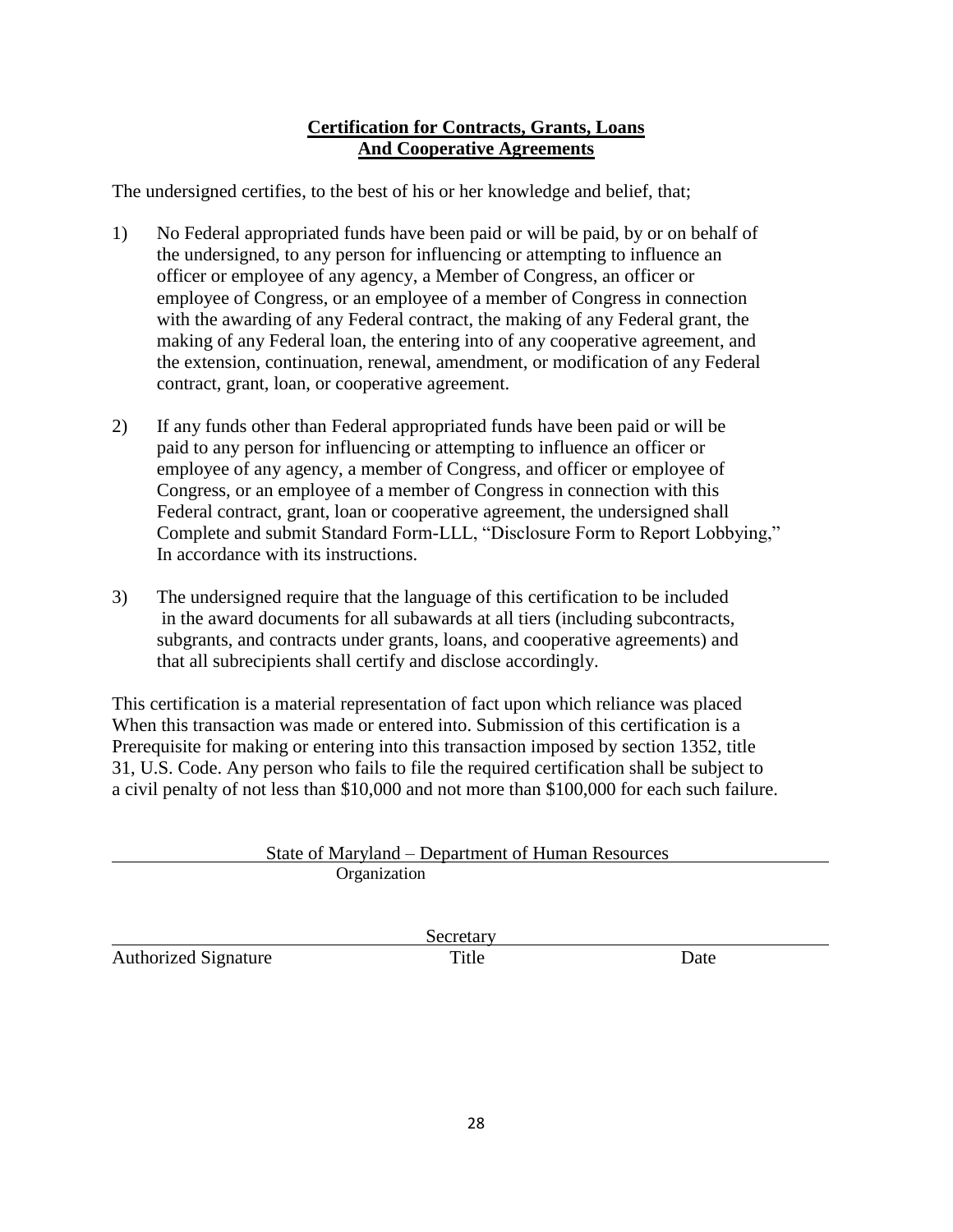## Certification for Contracts, Grants, Loans And Cooperative Agreements

The undersigned certifies, to the best of his or her knowledge and belief, that;

1) No Federal appropriated funds have been paid or will be paid, by or on behalf of the undersigned, to any person for influencing or attempting to influence an officer or employee of any agency, a Member of Congress, an officer or employee of Congress, or an employee of a member of Congress in connection with the awarding of any Federal contract, the making of any Federal grant, the making of any Federal loan, the entering into of any cooperative agreement, and the extension, continuation, renewal, amendment, or modification of any Federal contract, grant, loan, or cooperative agreement.

2) If any funds other than Federal appropriated funds have been paid or will be paid to any person for influencing or attempting to influence an officer or employee of any agency, a member of Congress, and officer or employee of Congress, or an employee of a member of Congress in connection with this Federal contract, grant, loan or cooperative agreement, the undersigned shall Complete and submit Standard Form-LLL, "Disclosure Form to Report Lobbying," In accordance with its instructions.

3) The undersigned require that the language of this certification to be included in the award documents for all subawards at all tiers (including subcontracts, subgrants, and contracts under grants, loans, and cooperative agreements) and that all subrecipients shall certify and disclose accordingly.

This certification is a material representation of fact upon which reliance was placed When this transaction was made or entered into. Submission of this certification is a Prerequisite for making or entering into this transaction imposed by section 1352, title 31, U.S. Code. Any person who fails to file the required certification shall be subject to a civil penalty of not less than $10,000 and not more than $100,000 for each such failure.

State of Maryland – Department of Human Resources
Organization

| Authorized Signature | Title | Date |
|---|---|---|
| | Secretary | |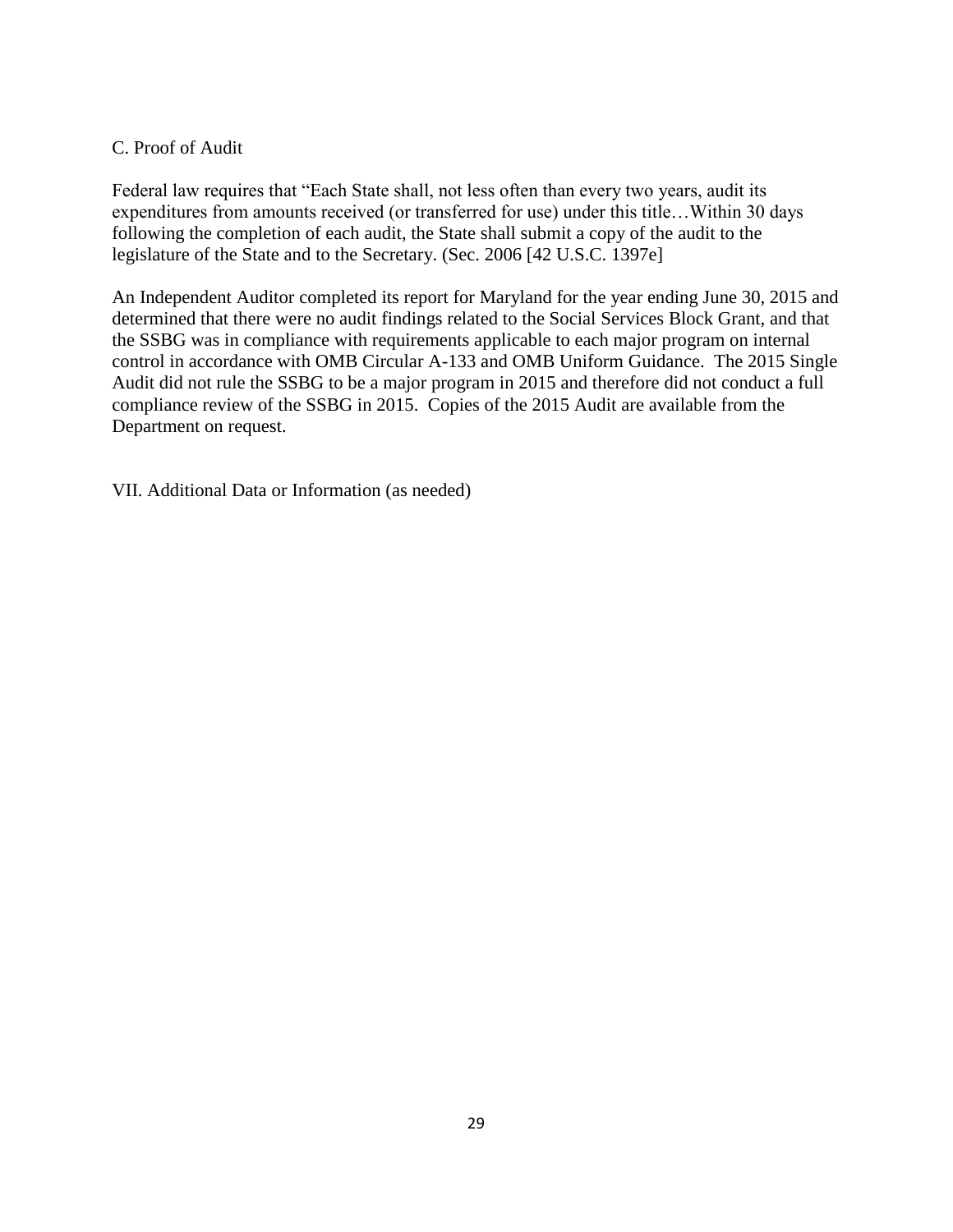## C. Proof of Audit

Federal law requires that "Each State shall, not less often than every two years, audit its expenditures from amounts received (or transferred for use) under this title…Within 30 days following the completion of each audit, the State shall submit a copy of the audit to the legislature of the State and to the Secretary. (Sec. 2006 [42 U.S.C. 1397e]

An Independent Auditor completed its report for Maryland for the year ending June 30, 2015 and determined that there were no audit findings related to the Social Services Block Grant, and that the SSBG was in compliance with requirements applicable to each major program on internal control in accordance with OMB Circular A-133 and OMB Uniform Guidance. The 2015 Single Audit did not rule the SSBG to be a major program in 2015 and therefore did not conduct a full compliance review of the SSBG in 2015. Copies of the 2015 Audit are available from the Department on request.

# VII. Additional Data or Information (as needed)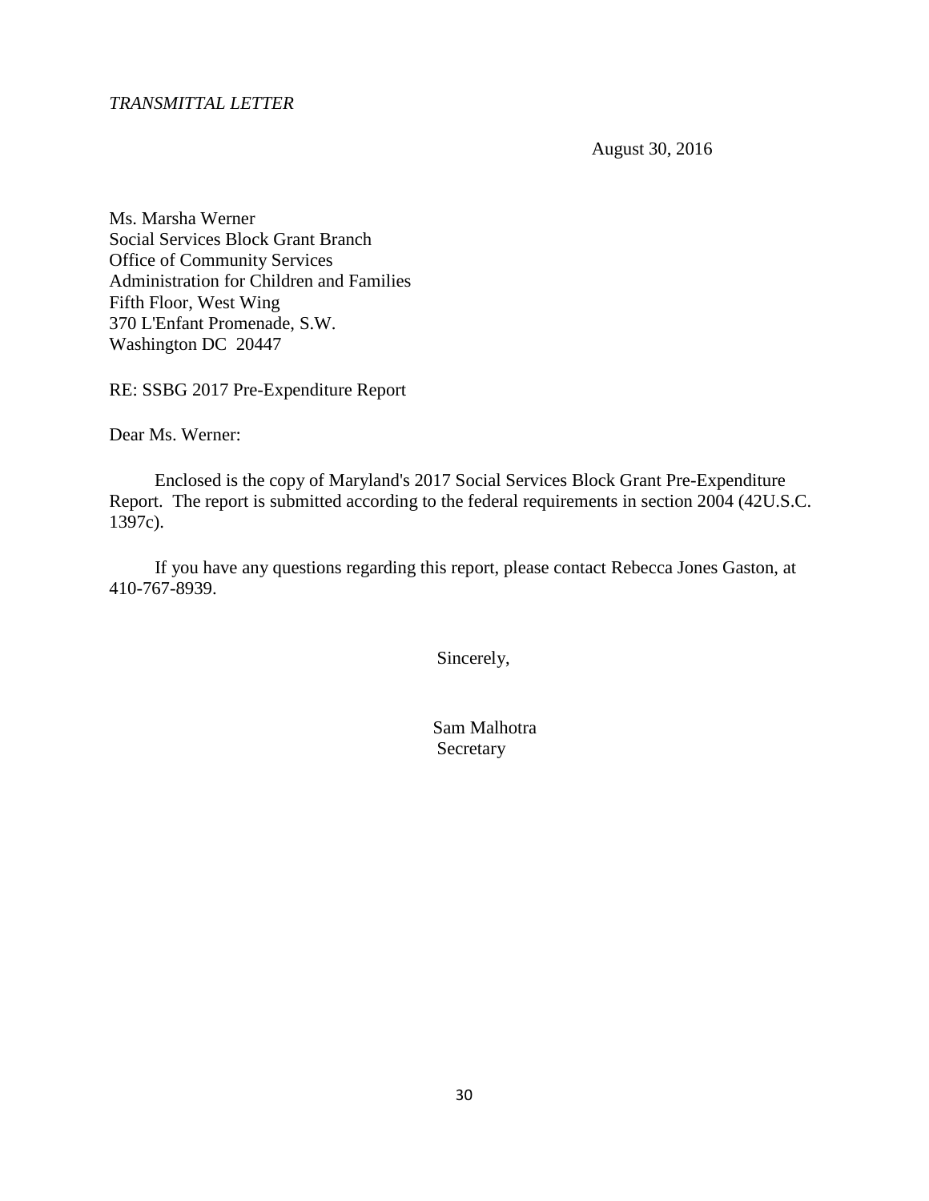*TRANSMITTAL LETTER*

August 30, 2016

Ms. Marsha Werner
Social Services Block Grant Branch
Office of Community Services
Administration for Children and Families
Fifth Floor, West Wing
370 L'Enfant Promenade, S.W.
Washington DC 20447

RE: SSBG 2017 Pre-Expenditure Report

Dear Ms. Werner:

Enclosed is the copy of Maryland's 2017 Social Services Block Grant Pre-Expenditure Report. The report is submitted according to the federal requirements in section 2004 (42U.S.C. 1397c).

If you have any questions regarding this report, please contact Rebecca Jones Gaston, at 410-767-8939.

Sincerely,

Sam Malhotra
Secretary